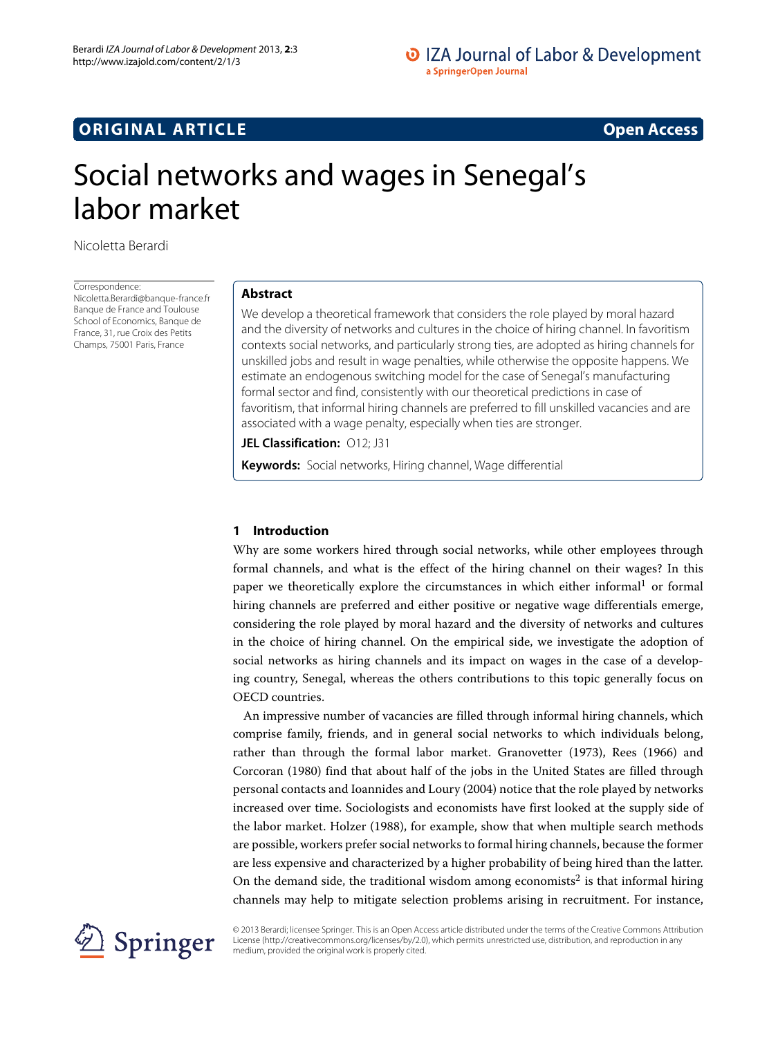ORIGINAL ARTICLE

Open Access

# Social networks and wages in Senegal's labor market

Nicoletta Berardi

Correspondence:
Nicoletta.Berardi@banque-france.fr
Banque de France and Toulouse School of Economics, Banque de France, 31, rue Croix des Petits Champs, 75001 Paris, France

## Abstract

We develop a theoretical framework that considers the role played by moral hazard and the diversity of networks and cultures in the choice of hiring channel. In favoritism contexts social networks, and particularly strong ties, are adopted as hiring channels for unskilled jobs and result in wage penalties, while otherwise the opposite happens. We estimate an endogenous switching model for the case of Senegal's manufacturing formal sector and find, consistently with our theoretical predictions in case of favoritism, that informal hiring channels are preferred to fill unskilled vacancies and are associated with a wage penalty, especially when ties are stronger.

**JEL Classification:** O12; J31

**Keywords:** Social networks, Hiring channel, Wage differential

## 1 Introduction

Why are some workers hired through social networks, while other employees through formal channels, and what is the effect of the hiring channel on their wages? In this paper we theoretically explore the circumstances in which either informal[1] or formal hiring channels are preferred and either positive or negative wage differentials emerge, considering the role played by moral hazard and the diversity of networks and cultures in the choice of hiring channel. On the empirical side, we investigate the adoption of social networks as hiring channels and its impact on wages in the case of a developing country, Senegal, whereas the others contributions to this topic generally focus on OECD countries.

An impressive number of vacancies are filled through informal hiring channels, which comprise family, friends, and in general social networks to which individuals belong, rather than through the formal labor market. Granovetter (1973), Rees (1966) and Corcoran (1980) find that about half of the jobs in the United States are filled through personal contacts and Ioannides and Loury (2004) notice that the role played by networks increased over time. Sociologists and economists have first looked at the supply side of the labor market. Holzer (1988), for example, show that when multiple search methods are possible, workers prefer social networks to formal hiring channels, because the former are less expensive and characterized by a higher probability of being hired than the latter. On the demand side, the traditional wisdom among economists[2] is that informal hiring channels may help to mitigate selection problems arising in recruitment. For instance,

© 2013 Berardi; licensee Springer. This is an Open Access article distributed under the terms of the Creative Commons Attribution License (http://creativecommons.org/licenses/by/2.0), which permits unrestricted use, distribution, and reproduction in any medium, provided the original work is properly cited.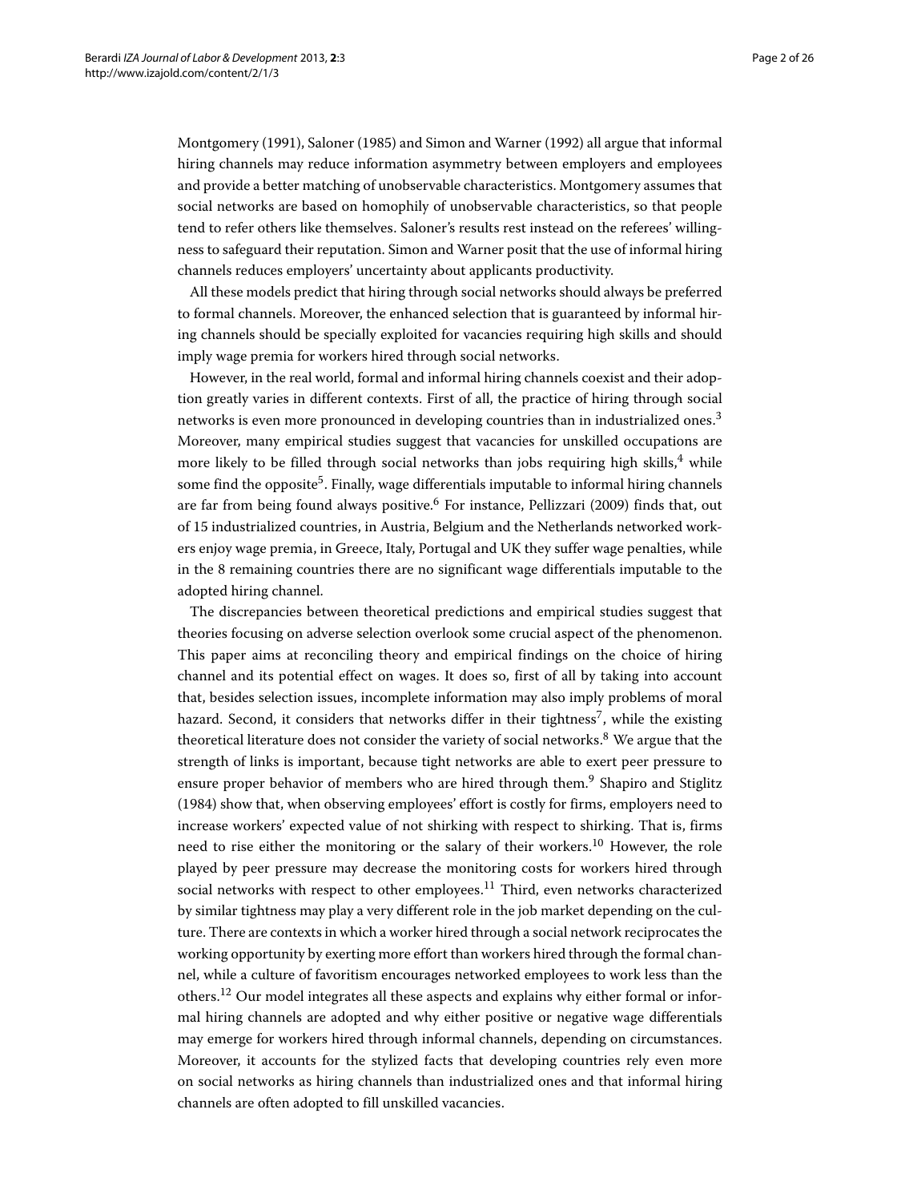Montgomery (1991), Saloner (1985) and Simon and Warner (1992) all argue that informal hiring channels may reduce information asymmetry between employers and employees and provide a better matching of unobservable characteristics. Montgomery assumes that social networks are based on homophily of unobservable characteristics, so that people tend to refer others like themselves. Saloner's results rest instead on the referees' willingness to safeguard their reputation. Simon and Warner posit that the use of informal hiring channels reduces employers' uncertainty about applicants productivity.

All these models predict that hiring through social networks should always be preferred to formal channels. Moreover, the enhanced selection that is guaranteed by informal hiring channels should be specially exploited for vacancies requiring high skills and should imply wage premia for workers hired through social networks.

However, in the real world, formal and informal hiring channels coexist and their adoption greatly varies in different contexts. First of all, the practice of hiring through social networks is even more pronounced in developing countries than in industrialized ones.[3] Moreover, many empirical studies suggest that vacancies for unskilled occupations are more likely to be filled through social networks than jobs requiring high skills,[4] while some find the opposite[5]. Finally, wage differentials imputable to informal hiring channels are far from being found always positive.[6] For instance, Pellizzari (2009) finds that, out of 15 industrialized countries, in Austria, Belgium and the Netherlands networked workers enjoy wage premia, in Greece, Italy, Portugal and UK they suffer wage penalties, while in the 8 remaining countries there are no significant wage differentials imputable to the adopted hiring channel.

The discrepancies between theoretical predictions and empirical studies suggest that theories focusing on adverse selection overlook some crucial aspect of the phenomenon. This paper aims at reconciling theory and empirical findings on the choice of hiring channel and its potential effect on wages. It does so, first of all by taking into account that, besides selection issues, incomplete information may also imply problems of moral hazard. Second, it considers that networks differ in their tightness[7], while the existing theoretical literature does not consider the variety of social networks.[8] We argue that the strength of links is important, because tight networks are able to exert peer pressure to ensure proper behavior of members who are hired through them.[9] Shapiro and Stiglitz (1984) show that, when observing employees' effort is costly for firms, employers need to increase workers' expected value of not shirking with respect to shirking. That is, firms need to rise either the monitoring or the salary of their workers.[10] However, the role played by peer pressure may decrease the monitoring costs for workers hired through social networks with respect to other employees.[11] Third, even networks characterized by similar tightness may play a very different role in the job market depending on the culture. There are contexts in which a worker hired through a social network reciprocates the working opportunity by exerting more effort than workers hired through the formal channel, while a culture of favoritism encourages networked employees to work less than the others.[12] Our model integrates all these aspects and explains why either formal or informal hiring channels are adopted and why either positive or negative wage differentials may emerge for workers hired through informal channels, depending on circumstances. Moreover, it accounts for the stylized facts that developing countries rely even more on social networks as hiring channels than industrialized ones and that informal hiring channels are often adopted to fill unskilled vacancies.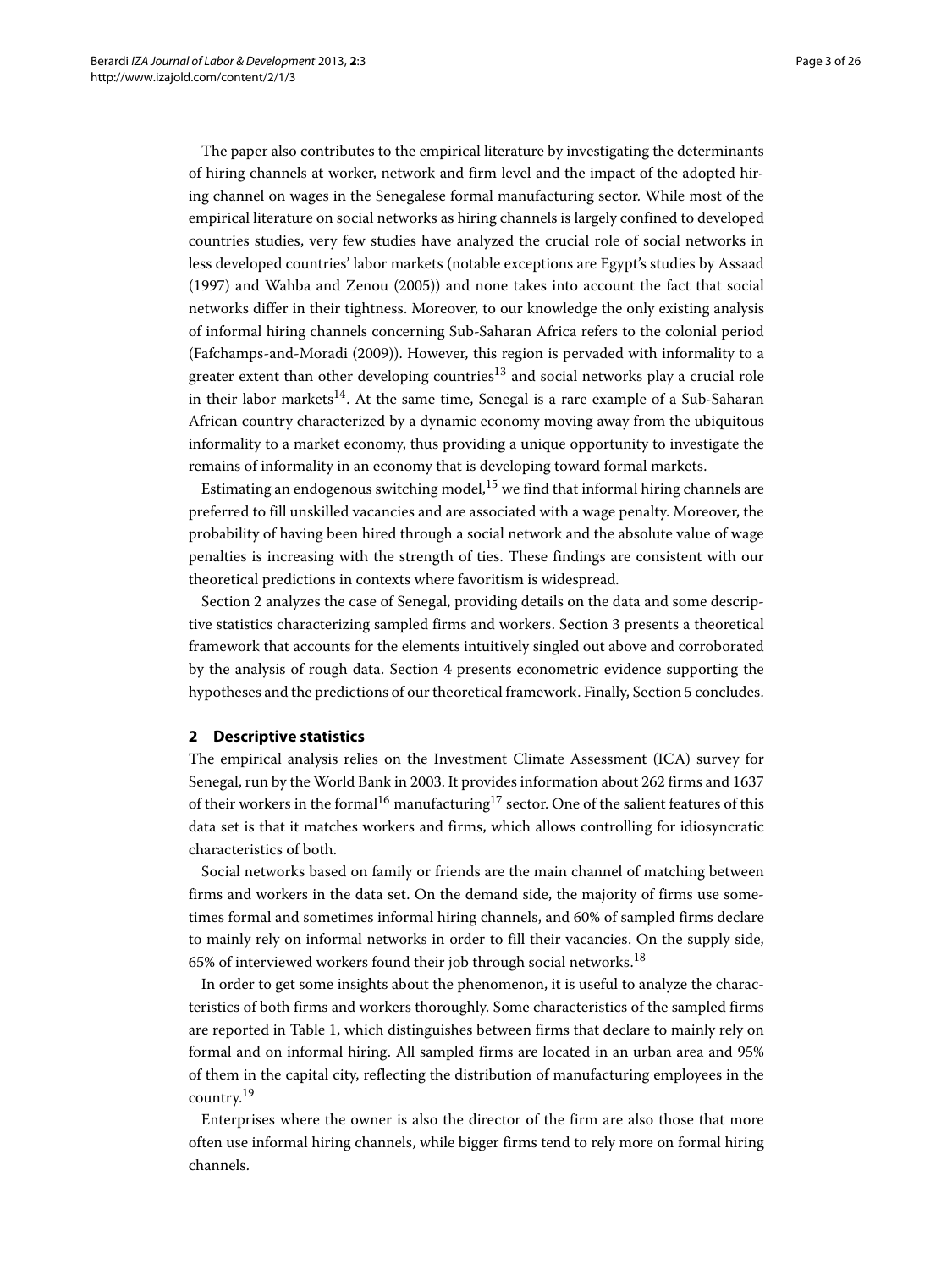The paper also contributes to the empirical literature by investigating the determinants of hiring channels at worker, network and firm level and the impact of the adopted hiring channel on wages in the Senegalese formal manufacturing sector. While most of the empirical literature on social networks as hiring channels is largely confined to developed countries studies, very few studies have analyzed the crucial role of social networks in less developed countries' labor markets (notable exceptions are Egypt's studies by Assaad (1997) and Wahba and Zenou (2005)) and none takes into account the fact that social networks differ in their tightness. Moreover, to our knowledge the only existing analysis of informal hiring channels concerning Sub-Saharan Africa refers to the colonial period (Fafchamps-and-Moradi (2009)). However, this region is pervaded with informality to a greater extent than other developing countries[13] and social networks play a crucial role in their labor markets[14]. At the same time, Senegal is a rare example of a Sub-Saharan African country characterized by a dynamic economy moving away from the ubiquitous informality to a market economy, thus providing a unique opportunity to investigate the remains of informality in an economy that is developing toward formal markets.

Estimating an endogenous switching model,[15] we find that informal hiring channels are preferred to fill unskilled vacancies and are associated with a wage penalty. Moreover, the probability of having been hired through a social network and the absolute value of wage penalties is increasing with the strength of ties. These findings are consistent with our theoretical predictions in contexts where favoritism is widespread.

Section 2 analyzes the case of Senegal, providing details on the data and some descriptive statistics characterizing sampled firms and workers. Section 3 presents a theoretical framework that accounts for the elements intuitively singled out above and corroborated by the analysis of rough data. Section 4 presents econometric evidence supporting the hypotheses and the predictions of our theoretical framework. Finally, Section 5 concludes.

## 2 Descriptive statistics

The empirical analysis relies on the Investment Climate Assessment (ICA) survey for Senegal, run by the World Bank in 2003. It provides information about 262 firms and 1637 of their workers in the formal[16] manufacturing[17] sector. One of the salient features of this data set is that it matches workers and firms, which allows controlling for idiosyncratic characteristics of both.

Social networks based on family or friends are the main channel of matching between firms and workers in the data set. On the demand side, the majority of firms use sometimes formal and sometimes informal hiring channels, and 60% of sampled firms declare to mainly rely on informal networks in order to fill their vacancies. On the supply side, 65% of interviewed workers found their job through social networks.[18]

In order to get some insights about the phenomenon, it is useful to analyze the characteristics of both firms and workers thoroughly. Some characteristics of the sampled firms are reported in Table 1, which distinguishes between firms that declare to mainly rely on formal and on informal hiring. All sampled firms are located in an urban area and 95% of them in the capital city, reflecting the distribution of manufacturing employees in the country.[19]

Enterprises where the owner is also the director of the firm are also those that more often use informal hiring channels, while bigger firms tend to rely more on formal hiring channels.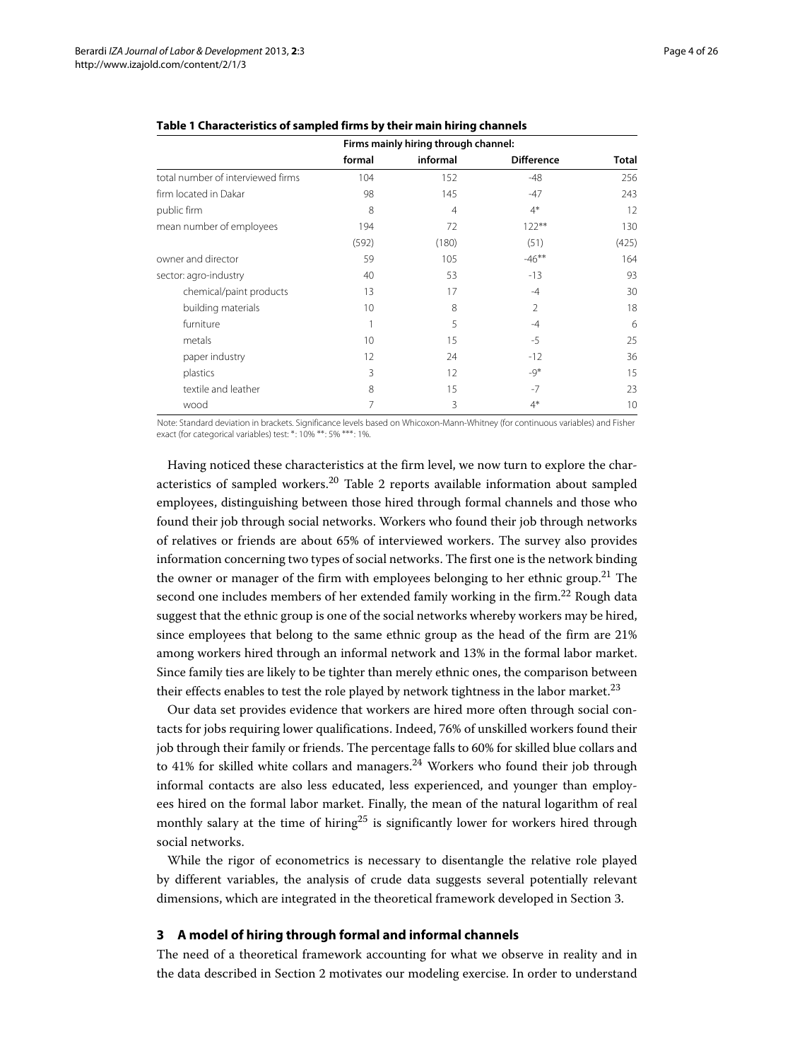**Table 1 Characteristics of sampled firms by their main hiring channels**

| | Firms mainly hiring through channel: | | | |
|---|---|---|---|---|
| | formal | informal | Difference | Total |
| total number of interviewed firms | 104 | 152 | -48 | 256 |
| firm located in Dakar | 98 | 145 | -47 | 243 |
| public firm | 8 | 4 | 4* | 12 |
| mean number of employees | 194 | 72 | 122** | 130 |
| | (592) | (180) | (51) | (425) |
| owner and director | 59 | 105 | -46** | 164 |
| sector: agro-industry | 40 | 53 | -13 | 93 |
| chemical/paint products | 13 | 17 | -4 | 30 |
| building materials | 10 | 8 | 2 | 18 |
| furniture | 1 | 5 | -4 | 6 |
| metals | 10 | 15 | -5 | 25 |
| paper industry | 12 | 24 | -12 | 36 |
| plastics | 3 | 12 | -9* | 15 |
| textile and leather | 8 | 15 | -7 | 23 |
| wood | 7 | 3 | 4* | 10 |

Note: Standard deviation in brackets. Significance levels based on Whicoxon-Mann-Whitney (for continuous variables) and Fisher exact (for categorical variables) test: *: 10% **: 5% ***: 1%.

Having noticed these characteristics at the firm level, we now turn to explore the characteristics of sampled workers.[20] Table 2 reports available information about sampled employees, distinguishing between those hired through formal channels and those who found their job through social networks. Workers who found their job through networks of relatives or friends are about 65% of interviewed workers. The survey also provides information concerning two types of social networks. The first one is the network binding the owner or manager of the firm with employees belonging to her ethnic group.[21] The second one includes members of her extended family working in the firm.[22] Rough data suggest that the ethnic group is one of the social networks whereby workers may be hired, since employees that belong to the same ethnic group as the head of the firm are 21% among workers hired through an informal network and 13% in the formal labor market. Since family ties are likely to be tighter than merely ethnic ones, the comparison between their effects enables to test the role played by network tightness in the labor market.[23]

Our data set provides evidence that workers are hired more often through social contacts for jobs requiring lower qualifications. Indeed, 76% of unskilled workers found their job through their family or friends. The percentage falls to 60% for skilled blue collars and to 41% for skilled white collars and managers.[24] Workers who found their job through informal contacts are also less educated, less experienced, and younger than employees hired on the formal labor market. Finally, the mean of the natural logarithm of real monthly salary at the time of hiring[25] is significantly lower for workers hired through social networks.

While the rigor of econometrics is necessary to disentangle the relative role played by different variables, the analysis of crude data suggests several potentially relevant dimensions, which are integrated in the theoretical framework developed in Section 3.

## 3 A model of hiring through formal and informal channels

The need of a theoretical framework accounting for what we observe in reality and in the data described in Section 2 motivates our modeling exercise. In order to understand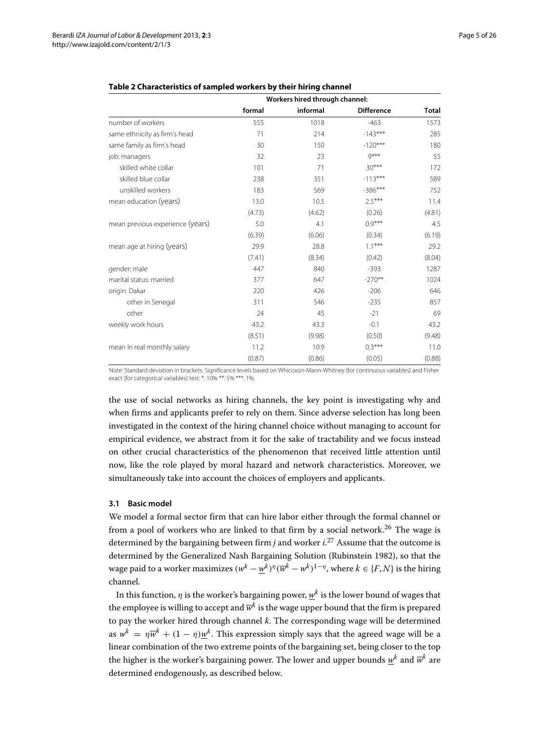**Table 2 Characteristics of sampled workers by their hiring channel**

| | Workers hired through channel: | | | |
|---|---|---|---|---|
| | formal | informal | Difference | Total |
| number of workers | 555 | 1018 | -463 | 1573 |
| same ethnicity as firm's head | 71 | 214 | -143*** | 285 |
| same family as firm's head | 30 | 150 | -120*** | 180 |
| job: managers | 32 | 23 | 9*** | 55 |
| skilled white collar | 101 | 71 | 30*** | 172 |
| skilled blue collar | 238 | 351 | -113*** | 589 |
| unskilled workers | 183 | 569 | -386*** | 752 |
| mean education (years) | 13.0 | 10.5 | 2.5*** | 11.4 |
| | (4.73) | (4.62) | (0.26) | (4.81) |
| mean previous experience (years) | 5.0 | 4.1 | 0.9*** | 4.5 |
| | (6.39) | (6.06) | (0.34) | (6.19) |
| mean age at hiring (years) | 29.9 | 28.8 | 1.1*** | 29.2 |
| | (7.41) | (8.34) | (0.42) | (8.04) |
| gender: male | 447 | 840 | -393 | 1287 |
| marital status: married | 377 | 647 | -270** | 1024 |
| origin: Dakar | 220 | 426 | -206 | 646 |
| other in Senegal | 311 | 546 | -235 | 857 |
| other | 24 | 45 | -21 | 69 |
| weekly work hours | 43.2 | 43.3 | -0.1 | 43.2 |
| | (8.51) | (9.98) | (0.50) | (9.48) |
| mean ln real monthly salary | 11.2 | 10.9 | 0.3*** | 11.0 |
| | (0.87) | (0.86) | (0.05) | (0.88) |

Note: Standard deviation in brackets. Significance levels based on Whicoxon-Mann-Whitney (for continuous variables) and Fisher exact (for categorical variables) test: *: 10% **: 5% ***: 1%.

the use of social networks as hiring channels, the key point is investigating why and when firms and applicants prefer to rely on them. Since adverse selection has long been investigated in the context of the hiring channel choice without managing to account for empirical evidence, we abstract from it for the sake of tractability and we focus instead on other crucial characteristics of the phenomenon that received little attention until now, like the role played by moral hazard and network characteristics. Moreover, we simultaneously take into account the choices of employers and applicants.

### 3.1 Basic model

We model a formal sector firm that can hire labor either through the formal channel or from a pool of workers who are linked to that firm by a social network.[26] The wage is determined by the bargaining between firm $j$ and worker $i$.[27] Assume that the outcome is determined by the Generalized Nash Bargaining Solution (Rubinstein 1982), so that the wage paid to a worker maximizes $(w^k - \underline{w}^k)^\eta (\overline{w}^k - w^k)^{1-\eta}$, where $k \in \{F, N\}$ is the hiring channel.

In this function, $\eta$ is the worker's bargaining power, $\underline{w}^k$ is the lower bound of wages that the employee is willing to accept and $\overline{w}^k$ is the wage upper bound that the firm is prepared to pay the worker hired through channel $k$. The corresponding wage will be determined as $w^k = \eta\overline{w}^k + (1-\eta)\underline{w}^k$. This expression simply says that the agreed wage will be a linear combination of the two extreme points of the bargaining set, being closer to the top the higher is the worker's bargaining power. The lower and upper bounds $\underline{w}^k$ and $\overline{w}^k$ are determined endogenously, as described below.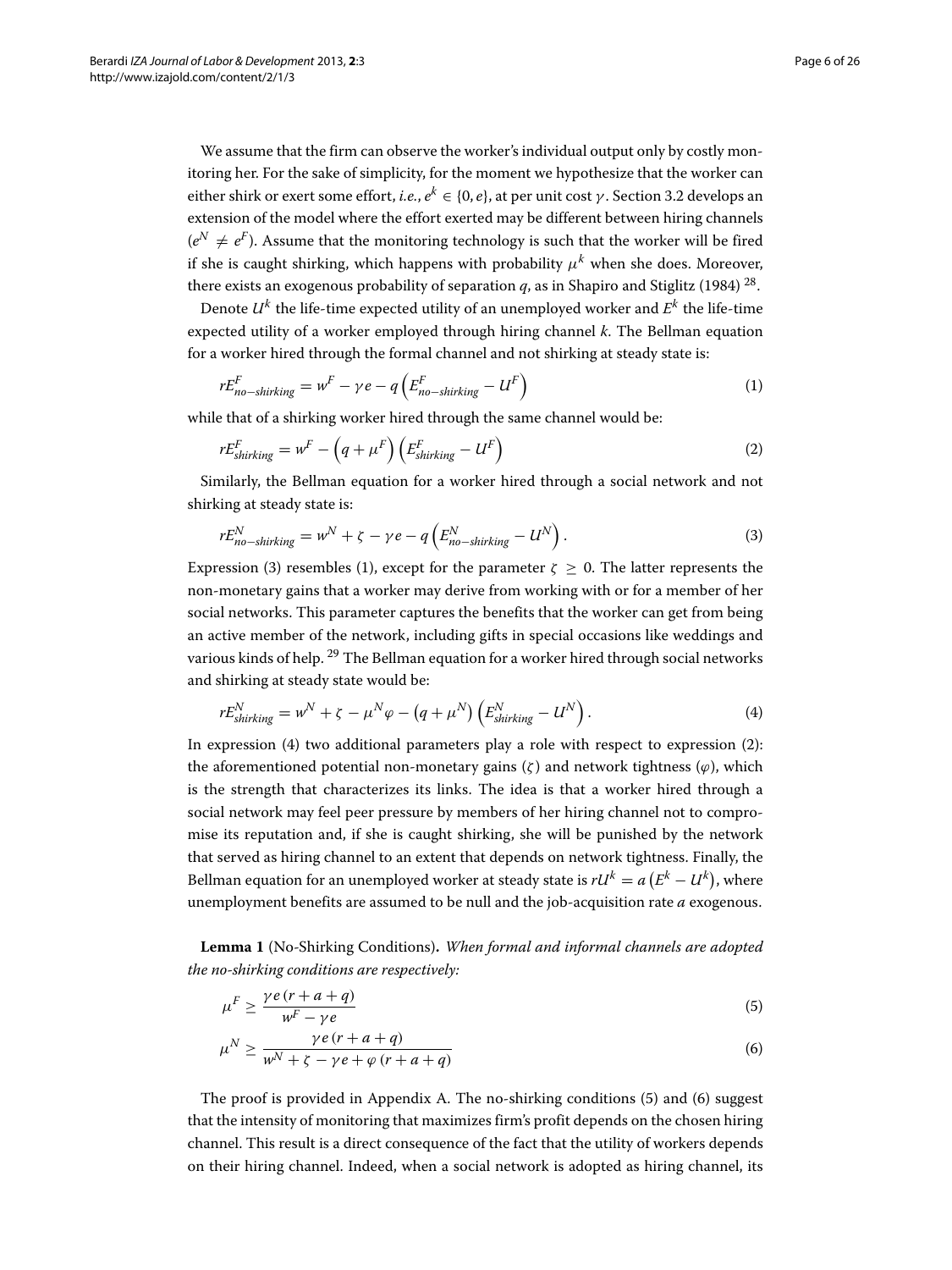We assume that the firm can observe the worker's individual output only by costly monitoring her. For the sake of simplicity, for the moment we hypothesize that the worker can either shirk or exert some effort, *i.e.*, $e^k \in \{0, e\}$, at per unit cost $\gamma$. Section 3.2 develops an extension of the model where the effort exerted may be different between hiring channels ($e^N \neq e^F$). Assume that the monitoring technology is such that the worker will be fired if she is caught shirking, which happens with probability $\mu^k$ when she does. Moreover, there exists an exogenous probability of separation $q$, as in Shapiro and Stiglitz (1984) [28].

Denote $U^k$ the life-time expected utility of an unemployed worker and $E^k$ the life-time expected utility of a worker employed through hiring channel $k$. The Bellman equation for a worker hired through the formal channel and not shirking at steady state is:

$$rE^F_{no-shirking} = w^F - \gamma e - q\left(E^F_{no-shirking} - U^F\right) \tag{1}$$

while that of a shirking worker hired through the same channel would be:

$$rE^F_{shirking} = w^F - \left(q + \mu^F\right)\left(E^F_{shirking} - U^F\right) \tag{2}$$

Similarly, the Bellman equation for a worker hired through a social network and not shirking at steady state is:

$$rE^N_{no-shirking} = w^N + \zeta - \gamma e - q\left(E^N_{no-shirking} - U^N\right). \tag{3}$$

Expression (3) resembles (1), except for the parameter $\zeta \geq 0$. The latter represents the non-monetary gains that a worker may derive from working with or for a member of her social networks. This parameter captures the benefits that the worker can get from being an active member of the network, including gifts in special occasions like weddings and various kinds of help. [29] The Bellman equation for a worker hired through social networks and shirking at steady state would be:

$$rE^N_{shirking} = w^N + \zeta - \mu^N\varphi - \left(q + \mu^N\right)\left(E^N_{shirking} - U^N\right). \tag{4}$$

In expression (4) two additional parameters play a role with respect to expression (2): the aforementioned potential non-monetary gains ($\zeta$) and network tightness ($\varphi$), which is the strength that characterizes its links. The idea is that a worker hired through a social network may feel peer pressure by members of her hiring channel not to compromise its reputation and, if she is caught shirking, she will be punished by the network that served as hiring channel to an extent that depends on network tightness. Finally, the Bellman equation for an unemployed worker at steady state is $rU^k = a\left(E^k - U^k\right)$, where unemployment benefits are assumed to be null and the job-acquisition rate $a$ exogenous.

**Lemma 1** (No-Shirking Conditions)**.** *When formal and informal channels are adopted the no-shirking conditions are respectively:*

$$\mu^F \geq \frac{\gamma e\,(r + a + q)}{w^F - \gamma e} \tag{5}$$

$$\mu^N \geq \frac{\gamma e\,(r + a + q)}{w^N + \zeta - \gamma e + \varphi\,(r + a + q)} \tag{6}$$

The proof is provided in Appendix A. The no-shirking conditions (5) and (6) suggest that the intensity of monitoring that maximizes firm's profit depends on the chosen hiring channel. This result is a direct consequence of the fact that the utility of workers depends on their hiring channel. Indeed, when a social network is adopted as hiring channel, its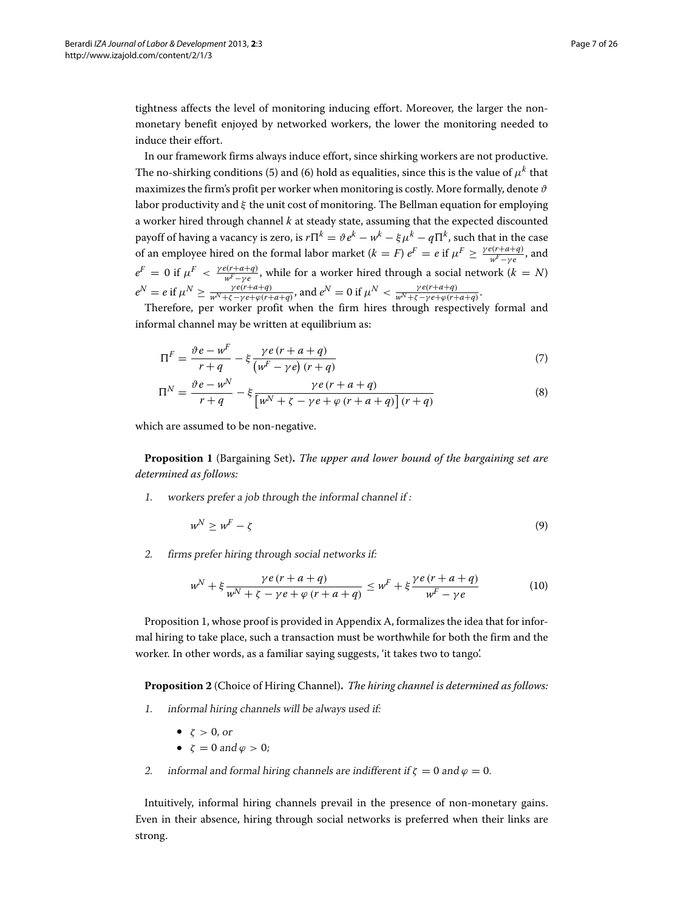tightness affects the level of monitoring inducing effort. Moreover, the larger the non-monetary benefit enjoyed by networked workers, the lower the monitoring needed to induce their effort.

In our framework firms always induce effort, since shirking workers are not productive. The no-shirking conditions (5) and (6) hold as equalities, since this is the value of $\mu^k$ that maximizes the firm's profit per worker when monitoring is costly. More formally, denote $\vartheta$ labor productivity and $\xi$ the unit cost of monitoring. The Bellman equation for employing a worker hired through channel $k$ at steady state, assuming that the expected discounted payoff of having a vacancy is zero, is $r\Pi^k = \vartheta e^k - w^k - \xi\mu^k - q\Pi^k$, such that in the case of an employee hired on the formal labor market ($k = F$) $e^F = e$ if $\mu^F \geq \frac{\gamma e(r+a+q)}{w^F - \gamma e}$, and $e^F = 0$ if $\mu^F < \frac{\gamma e(r+a+q)}{w^F - \gamma e}$, while for a worker hired through a social network ($k = N$) $e^N = e$ if $\mu^N \geq \frac{\gamma e(r+a+q)}{w^N + \zeta - \gamma e + \varphi(r+a+q)}$, and $e^N = 0$ if $\mu^N < \frac{\gamma e(r+a+q)}{w^N + \zeta - \gamma e + \varphi(r+a+q)}$.

Therefore, per worker profit when the firm hires through respectively formal and informal channel may be written at equilibrium as:

$$\Pi^F = \frac{\vartheta e - w^F}{r+q} - \xi \frac{\gamma e\,(r+a+q)}{\left(w^F - \gamma e\right)(r+q)} \tag{7}$$

$$\Pi^N = \frac{\vartheta e - w^N}{r+q} - \xi \frac{\gamma e\,(r+a+q)}{\left[w^N + \zeta - \gamma e + \varphi\,(r+a+q)\right](r+q)} \tag{8}$$

which are assumed to be non-negative.

**Proposition 1** (Bargaining Set)**.** *The upper and lower bound of the bargaining set are determined as follows:*

1. *workers prefer a job through the informal channel if :*

$$w^N \geq w^F - \zeta \tag{9}$$

2. *firms prefer hiring through social networks if:*

$$w^N + \xi \frac{\gamma e\,(r+a+q)}{w^N + \zeta - \gamma e + \varphi\,(r+a+q)} \leq w^F + \xi \frac{\gamma e\,(r+a+q)}{w^F - \gamma e} \tag{10}$$

Proposition 1, whose proof is provided in Appendix A, formalizes the idea that for informal hiring to take place, such a transaction must be worthwhile for both the firm and the worker. In other words, as a familiar saying suggests, 'it takes two to tango'.

**Proposition 2** (Choice of Hiring Channel)**.** *The hiring channel is determined as follows:*

1. *informal hiring channels will be always used if:*
   - $\zeta > 0$*, or*
   - $\zeta = 0$ *and* $\varphi > 0$*;*
2. *informal and formal hiring channels are indifferent if* $\zeta = 0$ *and* $\varphi = 0$*.*

Intuitively, informal hiring channels prevail in the presence of non-monetary gains. Even in their absence, hiring through social networks is preferred when their links are strong.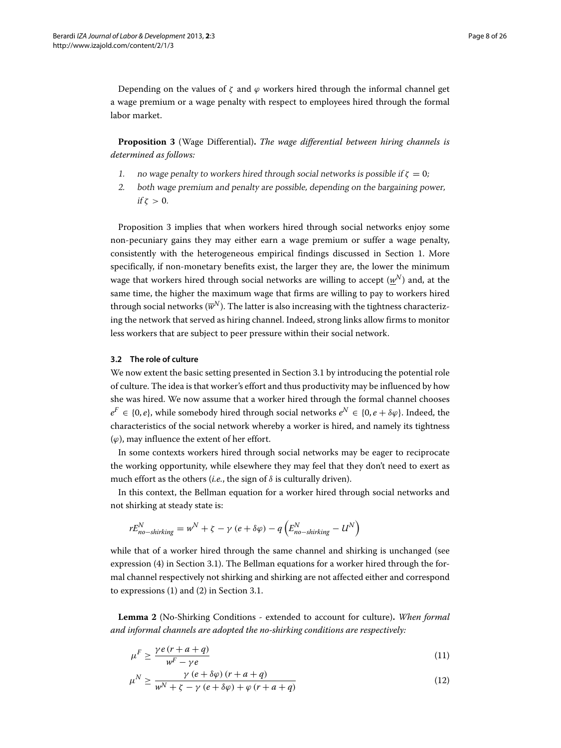Depending on the values of $\zeta$ and $\varphi$ workers hired through the informal channel get a wage premium or a wage penalty with respect to employees hired through the formal labor market.

**Proposition 3** (Wage Differential)**.** *The wage differential between hiring channels is determined as follows:*

1. *no wage penalty to workers hired through social networks is possible if $\zeta = 0$;*
2. *both wage premium and penalty are possible, depending on the bargaining power, if $\zeta > 0$.*

Proposition 3 implies that when workers hired through social networks enjoy some non-pecuniary gains they may either earn a wage premium or suffer a wage penalty, consistently with the heterogeneous empirical findings discussed in Section 1. More specifically, if non-monetary benefits exist, the larger they are, the lower the minimum wage that workers hired through social networks are willing to accept ($\underline{w}^N$) and, at the same time, the higher the maximum wage that firms are willing to pay to workers hired through social networks ($\overline{w}^N$). The latter is also increasing with the tightness characterizing the network that served as hiring channel. Indeed, strong links allow firms to monitor less workers that are subject to peer pressure within their social network.

### 3.2 The role of culture

We now extent the basic setting presented in Section 3.1 by introducing the potential role of culture. The idea is that worker's effort and thus productivity may be influenced by how she was hired. We now assume that a worker hired through the formal channel chooses $e^F \in \{0, e\}$, while somebody hired through social networks $e^N \in \{0, e + \delta\varphi\}$. Indeed, the characteristics of the social network whereby a worker is hired, and namely its tightness ($\varphi$), may influence the extent of her effort.

In some contexts workers hired through social networks may be eager to reciprocate the working opportunity, while elsewhere they may feel that they don't need to exert as much effort as the others (*i.e.*, the sign of $\delta$ is culturally driven).

In this context, the Bellman equation for a worker hired through social networks and not shirking at steady state is:

$$rE^N_{no-shirking} = w^N + \zeta - \gamma\,(e + \delta\varphi) - q\left(E^N_{no-shirking} - U^N\right)$$

while that of a worker hired through the same channel and shirking is unchanged (see expression (4) in Section 3.1). The Bellman equations for a worker hired through the formal channel respectively not shirking and shirking are not affected either and correspond to expressions (1) and (2) in Section 3.1.

**Lemma 2** (No-Shirking Conditions - extended to account for culture)**.** *When formal and informal channels are adopted the no-shirking conditions are respectively:*

$$\mu^F \geq \frac{\gamma e\,(r + a + q)}{w^F - \gamma e} \tag{11}$$

$$\mu^N \geq \frac{\gamma\,(e + \delta\varphi)\,(r + a + q)}{w^N + \zeta - \gamma\,(e + \delta\varphi) + \varphi\,(r + a + q)} \tag{12}$$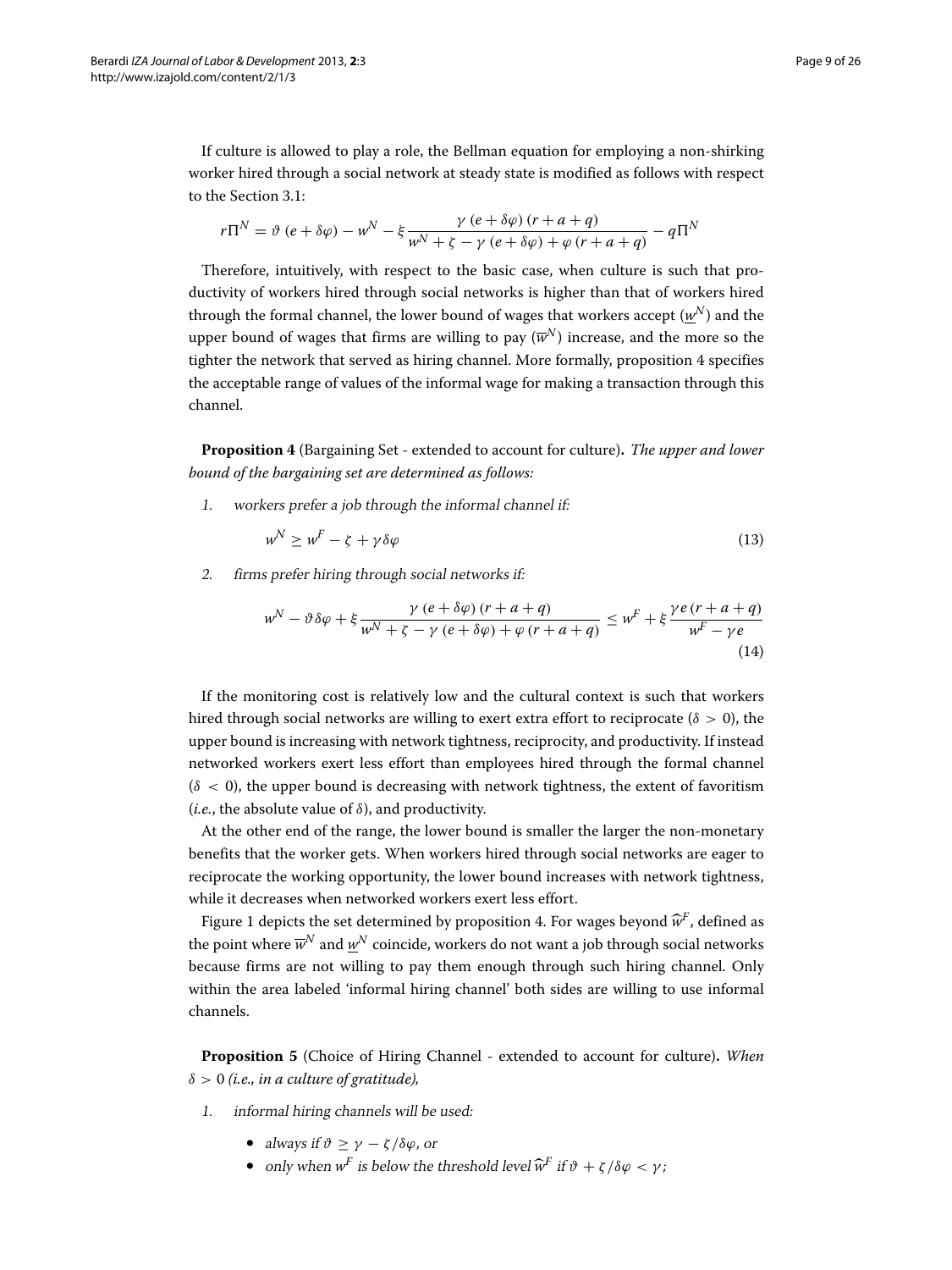If culture is allowed to play a role, the Bellman equation for employing a non-shirking worker hired through a social network at steady state is modified as follows with respect to the Section 3.1:

$$r\Pi^N = \vartheta\,(e+\delta\varphi) - w^N - \xi\,\frac{\gamma\,(e+\delta\varphi)\,(r+a+q)}{w^N+\zeta-\gamma\,(e+\delta\varphi)+\varphi\,(r+a+q)} - q\Pi^N$$

Therefore, intuitively, with respect to the basic case, when culture is such that productivity of workers hired through social networks is higher than that of workers hired through the formal channel, the lower bound of wages that workers accept ($\underline{w}^N$) and the upper bound of wages that firms are willing to pay ($\overline{w}^N$) increase, and the more so the tighter the network that served as hiring channel. More formally, proposition 4 specifies the acceptable range of values of the informal wage for making a transaction through this channel.

**Proposition 4** (Bargaining Set - extended to account for culture)**.** *The upper and lower bound of the bargaining set are determined as follows:*

1. *workers prefer a job through the informal channel if:*

$$w^N \geq w^F - \zeta + \gamma\delta\varphi \tag{13}$$

2. *firms prefer hiring through social networks if:*

$$w^N - \vartheta\delta\varphi + \xi\,\frac{\gamma\,(e+\delta\varphi)\,(r+a+q)}{w^N+\zeta-\gamma\,(e+\delta\varphi)+\varphi\,(r+a+q)} \leq w^F + \xi\,\frac{\gamma e\,(r+a+q)}{w^F-\gamma e} \tag{14}$$

If the monitoring cost is relatively low and the cultural context is such that workers hired through social networks are willing to exert extra effort to reciprocate ($\delta > 0$), the upper bound is increasing with network tightness, reciprocity, and productivity. If instead networked workers exert less effort than employees hired through the formal channel ($\delta < 0$), the upper bound is decreasing with network tightness, the extent of favoritism (*i.e.*, the absolute value of $\delta$), and productivity.

At the other end of the range, the lower bound is smaller the larger the non-monetary benefits that the worker gets. When workers hired through social networks are eager to reciprocate the working opportunity, the lower bound increases with network tightness, while it decreases when networked workers exert less effort.

Figure 1 depicts the set determined by proposition 4. For wages beyond $\widehat{w}^F$, defined as the point where $\overline{w}^N$ and $\underline{w}^N$ coincide, workers do not want a job through social networks because firms are not willing to pay them enough through such hiring channel. Only within the area labeled 'informal hiring channel' both sides are willing to use informal channels.

**Proposition 5** (Choice of Hiring Channel - extended to account for culture)**.** *When $\delta > 0$ (i.e., in a culture of gratitude),*

1. *informal hiring channels will be used:*
   - *always if $\vartheta \geq \gamma - \zeta/\delta\varphi$, or*
   - *only when $w^F$ is below the threshold level $\widehat{w}^F$ if $\vartheta + \zeta/\delta\varphi < \gamma$;*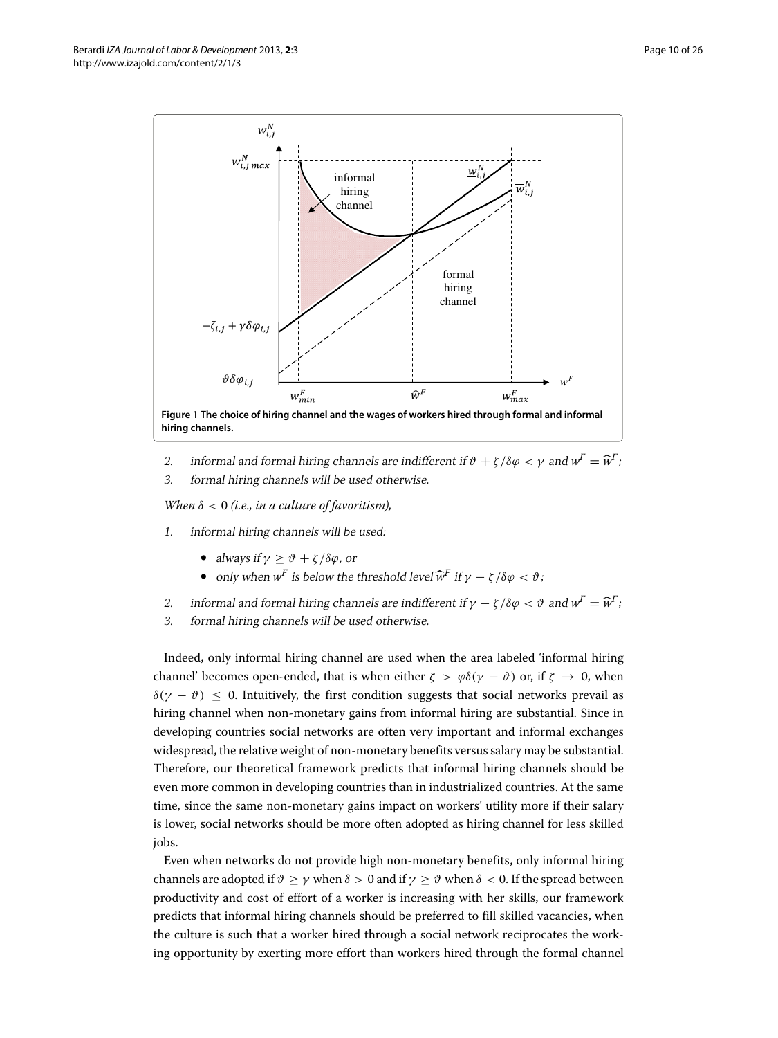Figure 1 The choice of hiring channel and the wages of workers hired through formal and informal hiring channels.

2. *informal and formal hiring channels are indifferent if* $\vartheta + \zeta/\delta\varphi < \gamma$ *and* $w^F = \widehat{w}^F$*;*
3. *formal hiring channels will be used otherwise.*

*When* $\delta < 0$ *(i.e., in a culture of favoritism),*

1. *informal hiring channels will be used:*
   - *always if* $\gamma \geq \vartheta + \zeta/\delta\varphi$*, or*
   - *only when* $w^F$ *is below the threshold level* $\widehat{w}^F$ *if* $\gamma - \zeta/\delta\varphi < \vartheta$*;*
2. *informal and formal hiring channels are indifferent if* $\gamma - \zeta/\delta\varphi < \vartheta$ *and* $w^F = \widehat{w}^F$*;*
3. *formal hiring channels will be used otherwise.*

Indeed, only informal hiring channel are used when the area labeled 'informal hiring channel' becomes open-ended, that is when either $\zeta > \varphi\delta(\gamma - \vartheta)$ or, if $\zeta \rightarrow 0$, when $\delta(\gamma - \vartheta) \leq 0$. Intuitively, the first condition suggests that social networks prevail as hiring channel when non-monetary gains from informal hiring are substantial. Since in developing countries social networks are often very important and informal exchanges widespread, the relative weight of non-monetary benefits versus salary may be substantial. Therefore, our theoretical framework predicts that informal hiring channels should be even more common in developing countries than in industrialized countries. At the same time, since the same non-monetary gains impact on workers' utility more if their salary is lower, social networks should be more often adopted as hiring channel for less skilled jobs.

Even when networks do not provide high non-monetary benefits, only informal hiring channels are adopted if $\vartheta \geq \gamma$ when $\delta > 0$ and if $\gamma \geq \vartheta$ when $\delta < 0$. If the spread between productivity and cost of effort of a worker is increasing with her skills, our framework predicts that informal hiring channels should be preferred to fill skilled vacancies, when the culture is such that a worker hired through a social network reciprocates the working opportunity by exerting more effort than workers hired through the formal channel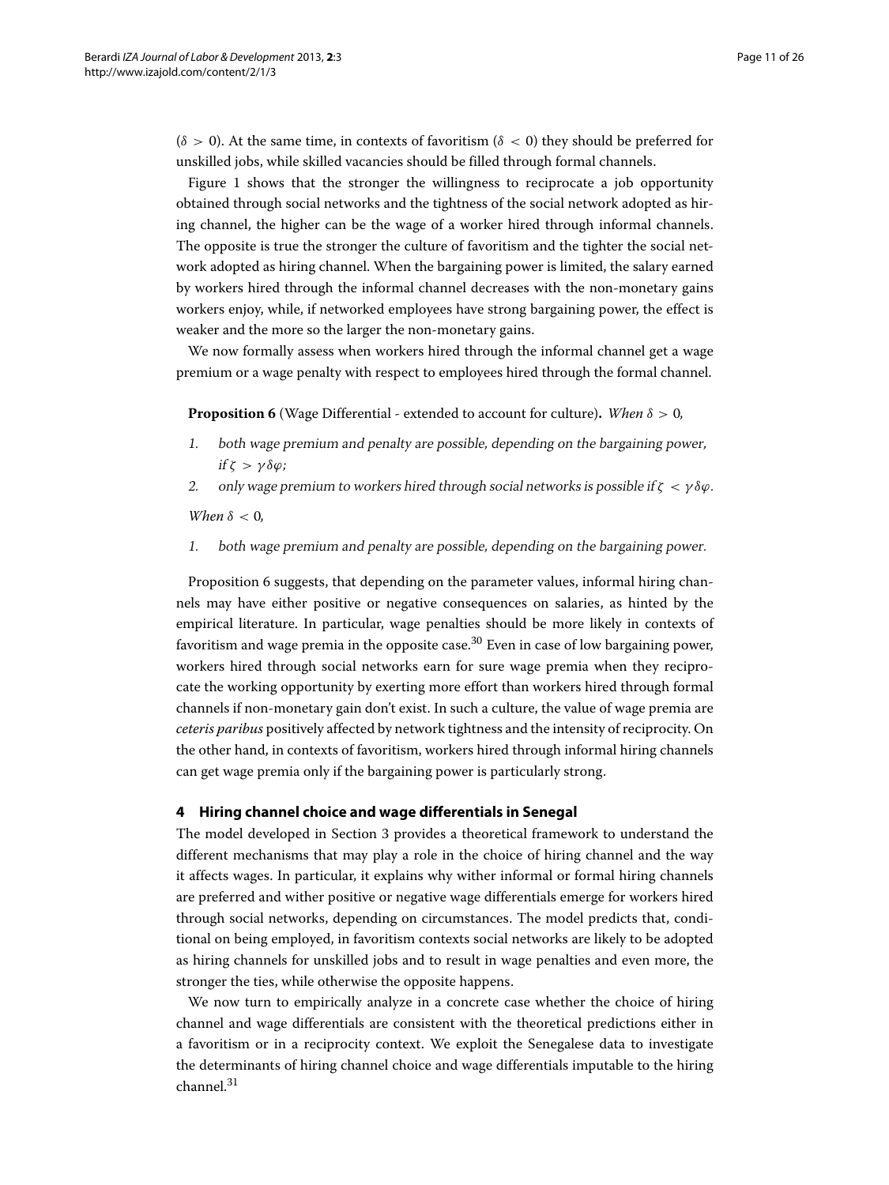($\delta > 0$). At the same time, in contexts of favoritism ($\delta < 0$) they should be preferred for unskilled jobs, while skilled vacancies should be filled through formal channels.

Figure 1 shows that the stronger the willingness to reciprocate a job opportunity obtained through social networks and the tightness of the social network adopted as hiring channel, the higher can be the wage of a worker hired through informal channels. The opposite is true the stronger the culture of favoritism and the tighter the social network adopted as hiring channel. When the bargaining power is limited, the salary earned by workers hired through the informal channel decreases with the non-monetary gains workers enjoy, while, if networked employees have strong bargaining power, the effect is weaker and the more so the larger the non-monetary gains.

We now formally assess when workers hired through the informal channel get a wage premium or a wage penalty with respect to employees hired through the formal channel.

**Proposition 6** (Wage Differential - extended to account for culture)**.** *When $\delta > 0$,*

1. *both wage premium and penalty are possible, depending on the bargaining power, if $\zeta > \gamma\delta\varphi$;*
2. *only wage premium to workers hired through social networks is possible if $\zeta < \gamma\delta\varphi$.*

*When $\delta < 0$,*

1. *both wage premium and penalty are possible, depending on the bargaining power.*

Proposition 6 suggests, that depending on the parameter values, informal hiring channels may have either positive or negative consequences on salaries, as hinted by the empirical literature. In particular, wage penalties should be more likely in contexts of favoritism and wage premia in the opposite case.[30] Even in case of low bargaining power, workers hired through social networks earn for sure wage premia when they reciprocate the working opportunity by exerting more effort than workers hired through formal channels if non-monetary gain don't exist. In such a culture, the value of wage premia are *ceteris paribus* positively affected by network tightness and the intensity of reciprocity. On the other hand, in contexts of favoritism, workers hired through informal hiring channels can get wage premia only if the bargaining power is particularly strong.

## 4 Hiring channel choice and wage differentials in Senegal

The model developed in Section 3 provides a theoretical framework to understand the different mechanisms that may play a role in the choice of hiring channel and the way it affects wages. In particular, it explains why wither informal or formal hiring channels are preferred and wither positive or negative wage differentials emerge for workers hired through social networks, depending on circumstances. The model predicts that, conditional on being employed, in favoritism contexts social networks are likely to be adopted as hiring channels for unskilled jobs and to result in wage penalties and even more, the stronger the ties, while otherwise the opposite happens.

We now turn to empirically analyze in a concrete case whether the choice of hiring channel and wage differentials are consistent with the theoretical predictions either in a favoritism or in a reciprocity context. We exploit the Senegalese data to investigate the determinants of hiring channel choice and wage differentials imputable to the hiring channel.[31]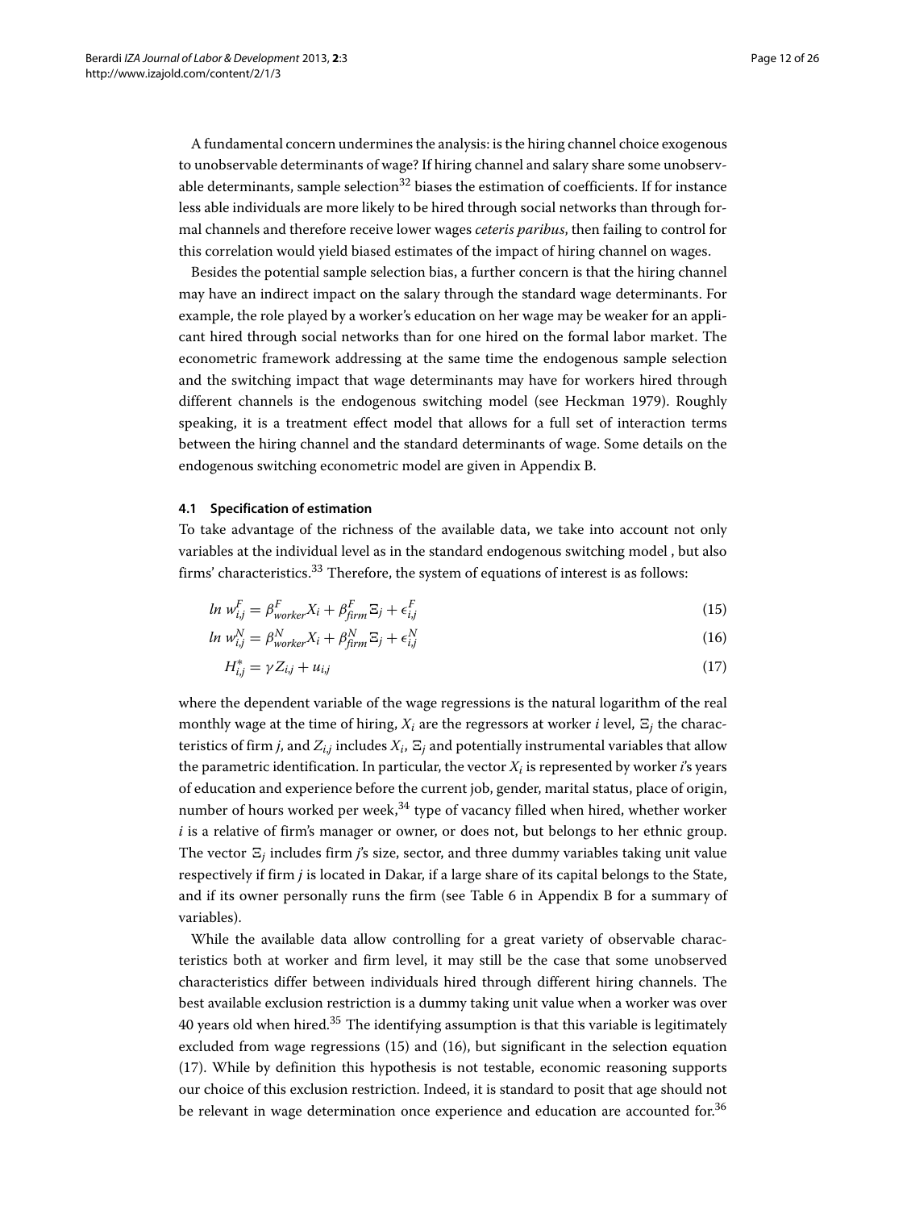A fundamental concern undermines the analysis: is the hiring channel choice exogenous to unobservable determinants of wage? If hiring channel and salary share some unobservable determinants, sample selection[32] biases the estimation of coefficients. If for instance less able individuals are more likely to be hired through social networks than through formal channels and therefore receive lower wages *ceteris paribus*, then failing to control for this correlation would yield biased estimates of the impact of hiring channel on wages.

Besides the potential sample selection bias, a further concern is that the hiring channel may have an indirect impact on the salary through the standard wage determinants. For example, the role played by a worker's education on her wage may be weaker for an applicant hired through social networks than for one hired on the formal labor market. The econometric framework addressing at the same time the endogenous sample selection and the switching impact that wage determinants may have for workers hired through different channels is the endogenous switching model (see Heckman 1979). Roughly speaking, it is a treatment effect model that allows for a full set of interaction terms between the hiring channel and the standard determinants of wage. Some details on the endogenous switching econometric model are given in Appendix B.

### 4.1 Specification of estimation

To take advantage of the richness of the available data, we take into account not only variables at the individual level as in the standard endogenous switching model , but also firms' characteristics.[33] Therefore, the system of equations of interest is as follows:

$$ln\ w^F_{i,j} = \beta^F_{worker} X_i + \beta^F_{firm}\, \Xi_j + \epsilon^F_{i,j} \tag{15}$$

$$ln\ w^N_{i,j} = \beta^N_{worker} X_i + \beta^N_{firm}\, \Xi_j + \epsilon^N_{i,j} \tag{16}$$

$$H^*_{i,j} = \gamma Z_{i,j} + u_{i,j} \tag{17}$$

where the dependent variable of the wage regressions is the natural logarithm of the real monthly wage at the time of hiring, $X_i$ are the regressors at worker *i* level, $\Xi_j$ the characteristics of firm *j*, and $Z_{i,j}$ includes $X_i$, $\Xi_j$ and potentially instrumental variables that allow the parametric identification. In particular, the vector $X_i$ is represented by worker *i*'s years of education and experience before the current job, gender, marital status, place of origin, number of hours worked per week,[34] type of vacancy filled when hired, whether worker *i* is a relative of firm's manager or owner, or does not, but belongs to her ethnic group. The vector $\Xi_j$ includes firm *j*'s size, sector, and three dummy variables taking unit value respectively if firm *j* is located in Dakar, if a large share of its capital belongs to the State, and if its owner personally runs the firm (see Table 6 in Appendix B for a summary of variables).

While the available data allow controlling for a great variety of observable characteristics both at worker and firm level, it may still be the case that some unobserved characteristics differ between individuals hired through different hiring channels. The best available exclusion restriction is a dummy taking unit value when a worker was over 40 years old when hired.[35] The identifying assumption is that this variable is legitimately excluded from wage regressions (15) and (16), but significant in the selection equation (17). While by definition this hypothesis is not testable, economic reasoning supports our choice of this exclusion restriction. Indeed, it is standard to posit that age should not be relevant in wage determination once experience and education are accounted for.[36]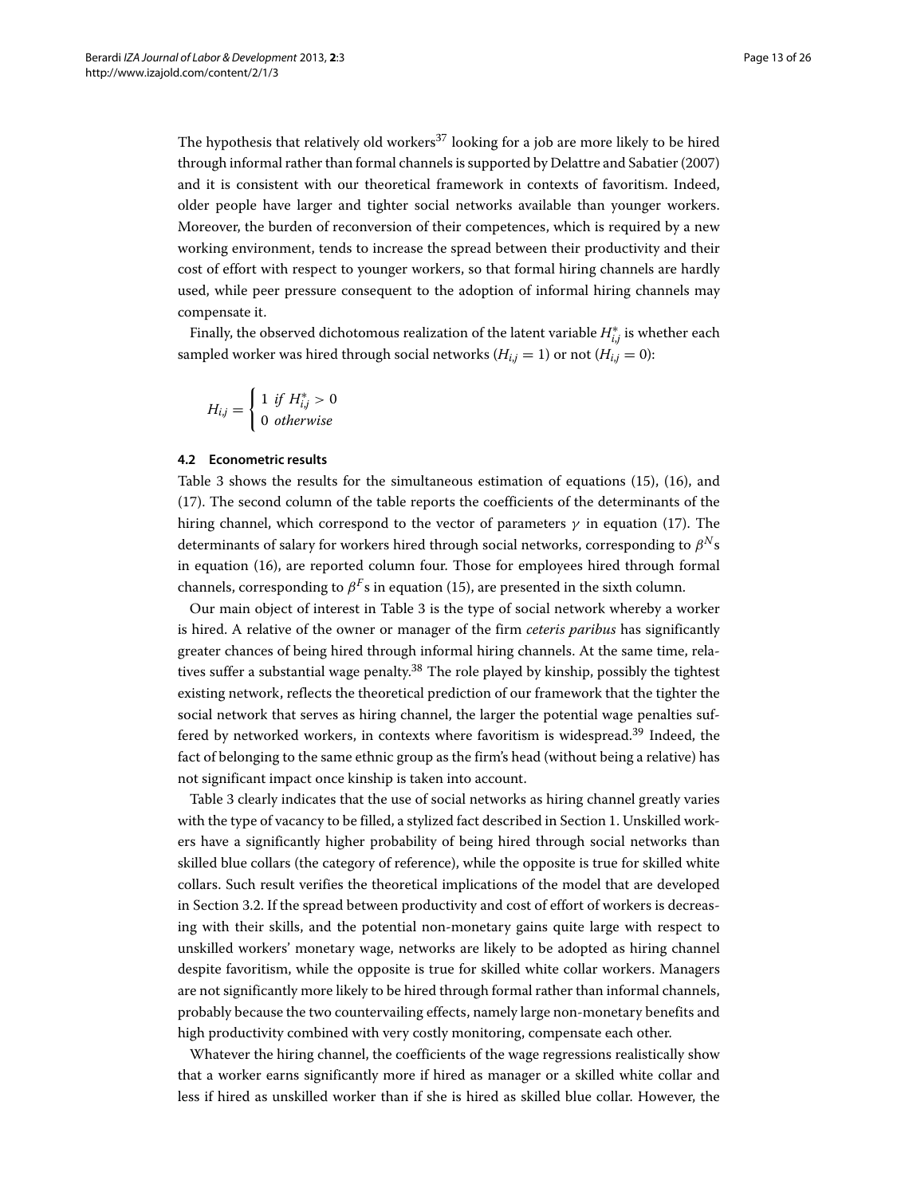The hypothesis that relatively old workers[37] looking for a job are more likely to be hired through informal rather than formal channels is supported by Delattre and Sabatier (2007) and it is consistent with our theoretical framework in contexts of favoritism. Indeed, older people have larger and tighter social networks available than younger workers. Moreover, the burden of reconversion of their competences, which is required by a new working environment, tends to increase the spread between their productivity and their cost of effort with respect to younger workers, so that formal hiring channels are hardly used, while peer pressure consequent to the adoption of informal hiring channels may compensate it.

Finally, the observed dichotomous realization of the latent variable $H^*_{i,j}$ is whether each sampled worker was hired through social networks ($H_{i,j} = 1$) or not ($H_{i,j} = 0$):

$$H_{i,j} = \begin{cases} 1 \ \textit{if} \ H^*_{i,j} > 0 \\ 0 \ \textit{otherwise} \end{cases}$$

### 4.2 Econometric results

Table 3 shows the results for the simultaneous estimation of equations (15), (16), and (17). The second column of the table reports the coefficients of the determinants of the hiring channel, which correspond to the vector of parameters $\gamma$ in equation (17). The determinants of salary for workers hired through social networks, corresponding to $\beta^N$s in equation (16), are reported column four. Those for employees hired through formal channels, corresponding to $\beta^F$s in equation (15), are presented in the sixth column.

Our main object of interest in Table 3 is the type of social network whereby a worker is hired. A relative of the owner or manager of the firm *ceteris paribus* has significantly greater chances of being hired through informal hiring channels. At the same time, relatives suffer a substantial wage penalty.[38] The role played by kinship, possibly the tightest existing network, reflects the theoretical prediction of our framework that the tighter the social network that serves as hiring channel, the larger the potential wage penalties suffered by networked workers, in contexts where favoritism is widespread.[39] Indeed, the fact of belonging to the same ethnic group as the firm's head (without being a relative) has not significant impact once kinship is taken into account.

Table 3 clearly indicates that the use of social networks as hiring channel greatly varies with the type of vacancy to be filled, a stylized fact described in Section 1. Unskilled workers have a significantly higher probability of being hired through social networks than skilled blue collars (the category of reference), while the opposite is true for skilled white collars. Such result verifies the theoretical implications of the model that are developed in Section 3.2. If the spread between productivity and cost of effort of workers is decreasing with their skills, and the potential non-monetary gains quite large with respect to unskilled workers' monetary wage, networks are likely to be adopted as hiring channel despite favoritism, while the opposite is true for skilled white collar workers. Managers are not significantly more likely to be hired through formal rather than informal channels, probably because the two countervailing effects, namely large non-monetary benefits and high productivity combined with very costly monitoring, compensate each other.

Whatever the hiring channel, the coefficients of the wage regressions realistically show that a worker earns significantly more if hired as manager or a skilled white collar and less if hired as unskilled worker than if she is hired as skilled blue collar. However, the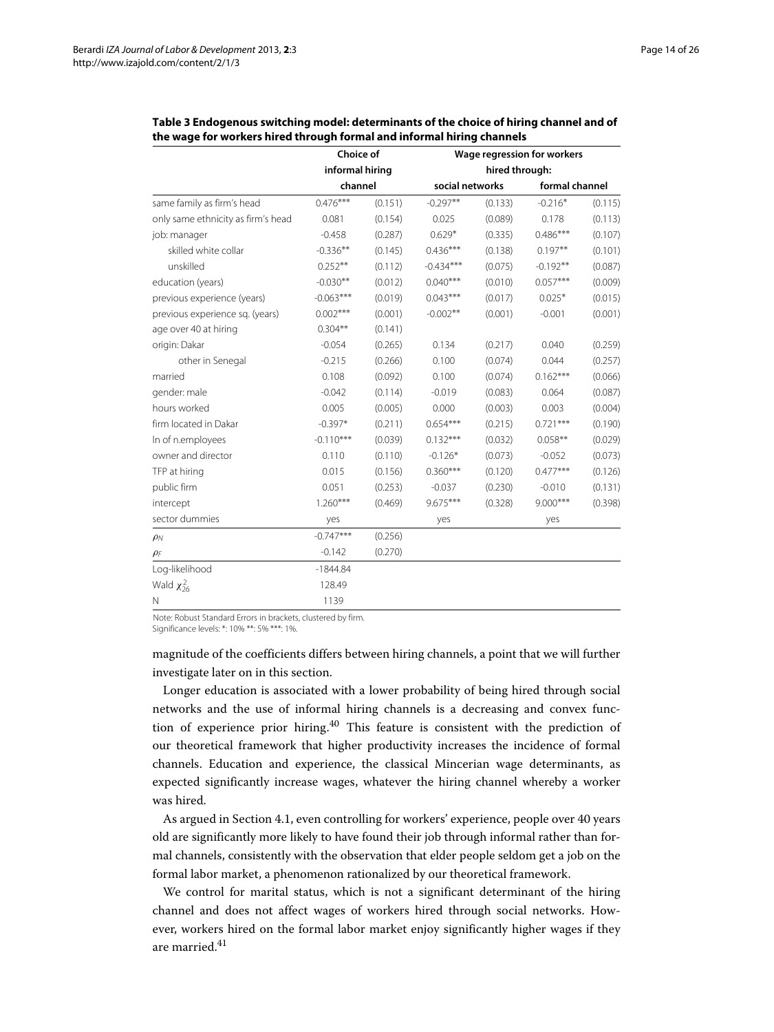**Table 3 Endogenous switching model: determinants of the choice of hiring channel and of the wage for workers hired through formal and informal hiring channels**

| | Choice of informal hiring channel | | Wage regression for workers hired through: | | | |
|---|---|---|---|---|---|---|
| | | | social networks | | formal channel | |
| same family as firm's head | 0.476*** | (0.151) | -0.297** | (0.133) | -0.216* | (0.115) |
| only same ethnicity as firm's head | 0.081 | (0.154) | 0.025 | (0.089) | 0.178 | (0.113) |
| job: manager | -0.458 | (0.287) | 0.629* | (0.335) | 0.486*** | (0.107) |
| skilled white collar | -0.336** | (0.145) | 0.436*** | (0.138) | 0.197** | (0.101) |
| unskilled | 0.252** | (0.112) | -0.434*** | (0.075) | -0.192** | (0.087) |
| education (years) | -0.030** | (0.012) | 0.040*** | (0.010) | 0.057*** | (0.009) |
| previous experience (years) | -0.063*** | (0.019) | 0.043*** | (0.017) | 0.025* | (0.015) |
| previous experience sq. (years) | 0.002*** | (0.001) | -0.002** | (0.001) | -0.001 | (0.001) |
| age over 40 at hiring | 0.304** | (0.141) | | | | |
| origin: Dakar | -0.054 | (0.265) | 0.134 | (0.217) | 0.040 | (0.259) |
| other in Senegal | -0.215 | (0.266) | 0.100 | (0.074) | 0.044 | (0.257) |
| married | 0.108 | (0.092) | 0.100 | (0.074) | 0.162*** | (0.066) |
| gender: male | -0.042 | (0.114) | -0.019 | (0.083) | 0.064 | (0.087) |
| hours worked | 0.005 | (0.005) | 0.000 | (0.003) | 0.003 | (0.004) |
| firm located in Dakar | -0.397* | (0.211) | 0.654*** | (0.215) | 0.721*** | (0.190) |
| ln of n.employees | -0.110*** | (0.039) | 0.132*** | (0.032) | 0.058** | (0.029) |
| owner and director | 0.110 | (0.110) | -0.126* | (0.073) | -0.052 | (0.073) |
| TFP at hiring | 0.015 | (0.156) | 0.360*** | (0.120) | 0.477*** | (0.126) |
| public firm | 0.051 | (0.253) | -0.037 | (0.230) | -0.010 | (0.131) |
| intercept | 1.260*** | (0.469) | 9.675*** | (0.328) | 9.000*** | (0.398) |
| sector dummies | yes | | yes | | yes | |
| $\rho_N$ | -0.747*** | (0.256) | | | | |
| $\rho_F$ | -0.142 | (0.270) | | | | |
| Log-likelihood | -1844.84 | | | | | |
| Wald $\chi^2_{26}$ | 128.49 | | | | | |
| N | 1139 | | | | | |

Note: Robust Standard Errors in brackets, clustered by firm.
Significance levels: *: 10% **: 5% ***: 1%.

magnitude of the coefficients differs between hiring channels, a point that we will further investigate later on in this section.

Longer education is associated with a lower probability of being hired through social networks and the use of informal hiring channels is a decreasing and convex function of experience prior hiring.[40] This feature is consistent with the prediction of our theoretical framework that higher productivity increases the incidence of formal channels. Education and experience, the classical Mincerian wage determinants, as expected significantly increase wages, whatever the hiring channel whereby a worker was hired.

As argued in Section 4.1, even controlling for workers' experience, people over 40 years old are significantly more likely to have found their job through informal rather than formal channels, consistently with the observation that elder people seldom get a job on the formal labor market, a phenomenon rationalized by our theoretical framework.

We control for marital status, which is not a significant determinant of the hiring channel and does not affect wages of workers hired through social networks. However, workers hired on the formal labor market enjoy significantly higher wages if they are married.[41]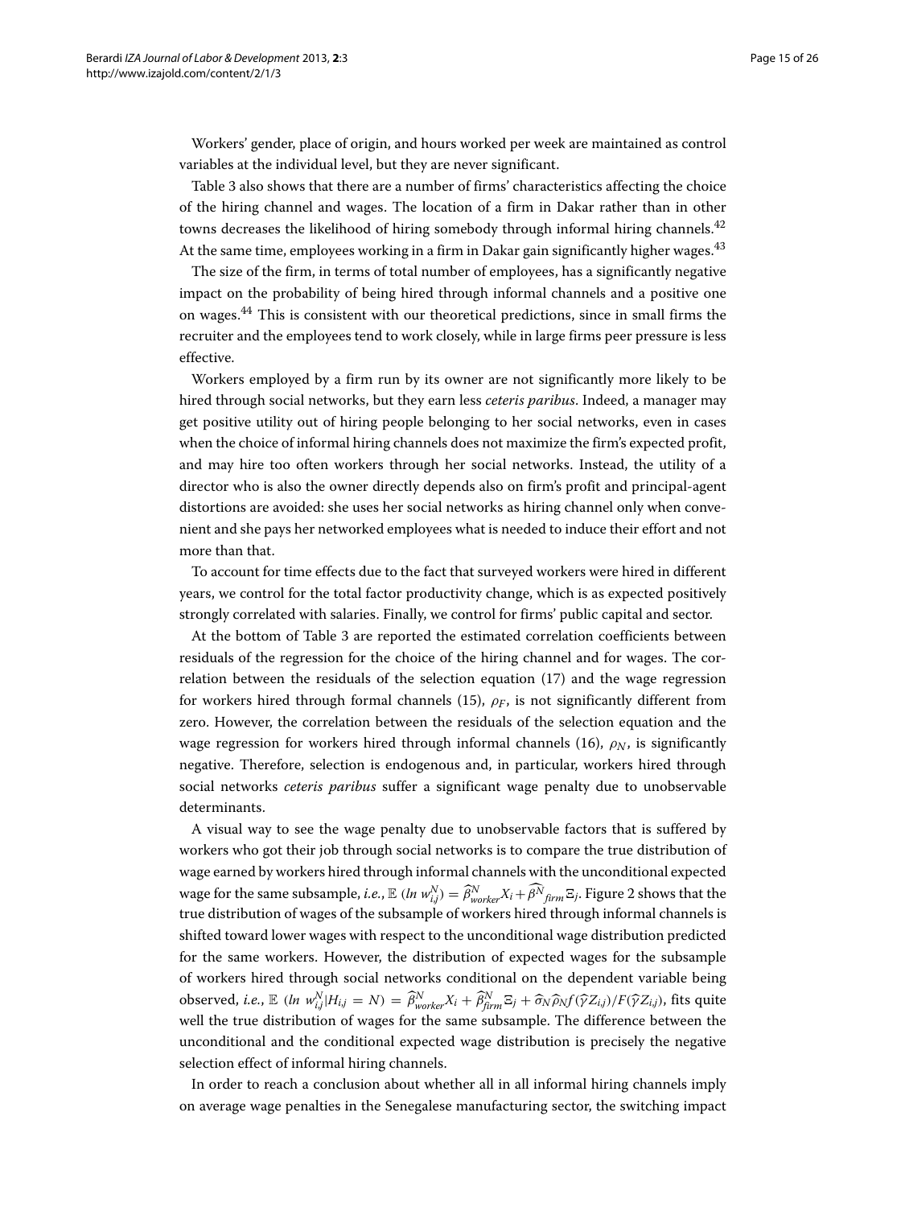Workers' gender, place of origin, and hours worked per week are maintained as control variables at the individual level, but they are never significant.

Table 3 also shows that there are a number of firms' characteristics affecting the choice of the hiring channel and wages. The location of a firm in Dakar rather than in other towns decreases the likelihood of hiring somebody through informal hiring channels.[42] At the same time, employees working in a firm in Dakar gain significantly higher wages.[43]

The size of the firm, in terms of total number of employees, has a significantly negative impact on the probability of being hired through informal channels and a positive one on wages.[44] This is consistent with our theoretical predictions, since in small firms the recruiter and the employees tend to work closely, while in large firms peer pressure is less effective.

Workers employed by a firm run by its owner are not significantly more likely to be hired through social networks, but they earn less *ceteris paribus*. Indeed, a manager may get positive utility out of hiring people belonging to her social networks, even in cases when the choice of informal hiring channels does not maximize the firm's expected profit, and may hire too often workers through her social networks. Instead, the utility of a director who is also the owner directly depends also on firm's profit and principal-agent distortions are avoided: she uses her social networks as hiring channel only when convenient and she pays her networked employees what is needed to induce their effort and not more than that.

To account for time effects due to the fact that surveyed workers were hired in different years, we control for the total factor productivity change, which is as expected positively strongly correlated with salaries. Finally, we control for firms' public capital and sector.

At the bottom of Table 3 are reported the estimated correlation coefficients between residuals of the regression for the choice of the hiring channel and for wages. The correlation between the residuals of the selection equation (17) and the wage regression for workers hired through formal channels (15), $\rho_F$, is not significantly different from zero. However, the correlation between the residuals of the selection equation and the wage regression for workers hired through informal channels (16), $\rho_N$, is significantly negative. Therefore, selection is endogenous and, in particular, workers hired through social networks *ceteris paribus* suffer a significant wage penalty due to unobservable determinants.

A visual way to see the wage penalty due to unobservable factors that is suffered by workers who got their job through social networks is to compare the true distribution of wage earned by workers hired through informal channels with the unconditional expected wage for the same subsample, *i.e.*, $\mathbb{E}\ (ln\ w^N_{i,j}) = \widehat{\beta}^N_{worker} X_i + \widehat{\beta^N}_{firm} \Xi_j$. Figure 2 shows that the true distribution of wages of the subsample of workers hired through informal channels is shifted toward lower wages with respect to the unconditional wage distribution predicted for the same workers. However, the distribution of expected wages for the subsample of workers hired through social networks conditional on the dependent variable being observed, *i.e.*, $\mathbb{E}\ (ln\ w^N_{i,j} | H_{i,j} = N) = \widehat{\beta}^N_{worker} X_i + \widehat{\beta}^N_{firm} \Xi_j + \widehat{\sigma}_N \widehat{\rho}_N f(\widehat{\gamma} Z_{i,j}) / F(\widehat{\gamma} Z_{i,j})$, fits quite well the true distribution of wages for the same subsample. The difference between the unconditional and the conditional expected wage distribution is precisely the negative selection effect of informal hiring channels.

In order to reach a conclusion about whether all in all informal hiring channels imply on average wage penalties in the Senegalese manufacturing sector, the switching impact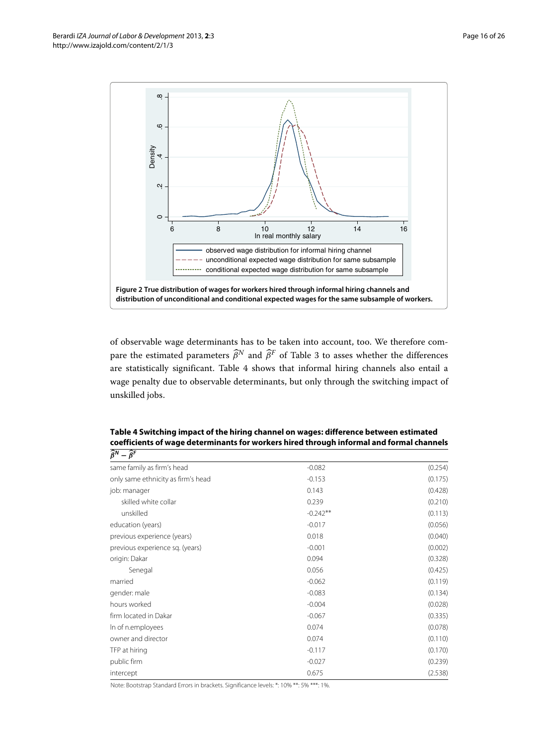**Figure 2 True distribution of wages for workers hired through informal hiring channels and distribution of unconditional and conditional expected wages for the same subsample of workers.**

of observable wage determinants has to be taken into account, too. We therefore compare the estimated parameters $\widehat{\beta}^N$ and $\widehat{\beta}^F$ of Table 3 to asses whether the differences are statistically significant. Table 4 shows that informal hiring channels also entail a wage penalty due to observable determinants, but only through the switching impact of unskilled jobs.

**Table 4 Switching impact of the hiring channel on wages: difference between estimated coefficients of wage determinants for workers hired through informal and formal channels**

| $\widehat{\beta}^N - \widehat{\beta}^F$ | | |
|---|---|---|
| same family as firm's head | -0.082 | (0.254) |
| only same ethnicity as firm's head | -0.153 | (0.175) |
| job: manager | 0.143 | (0.428) |
| skilled white collar | 0.239 | (0.210) |
| unskilled | -0.242** | (0.113) |
| education (years) | -0.017 | (0.056) |
| previous experience (years) | 0.018 | (0.040) |
| previous experience sq. (years) | -0.001 | (0.002) |
| origin: Dakar | 0.094 | (0.328) |
| Senegal | 0.056 | (0.425) |
| married | -0.062 | (0.119) |
| gender: male | -0.083 | (0.134) |
| hours worked | -0.004 | (0.028) |
| firm located in Dakar | -0.067 | (0.335) |
| ln of n.employees | 0.074 | (0.078) |
| owner and director | 0.074 | (0.110) |
| TFP at hiring | -0.117 | (0.170) |
| public firm | -0.027 | (0.239) |
| intercept | 0.675 | (2.538) |

Note: Bootstrap Standard Errors in brackets. Significance levels: *: 10% **: 5% ***: 1%.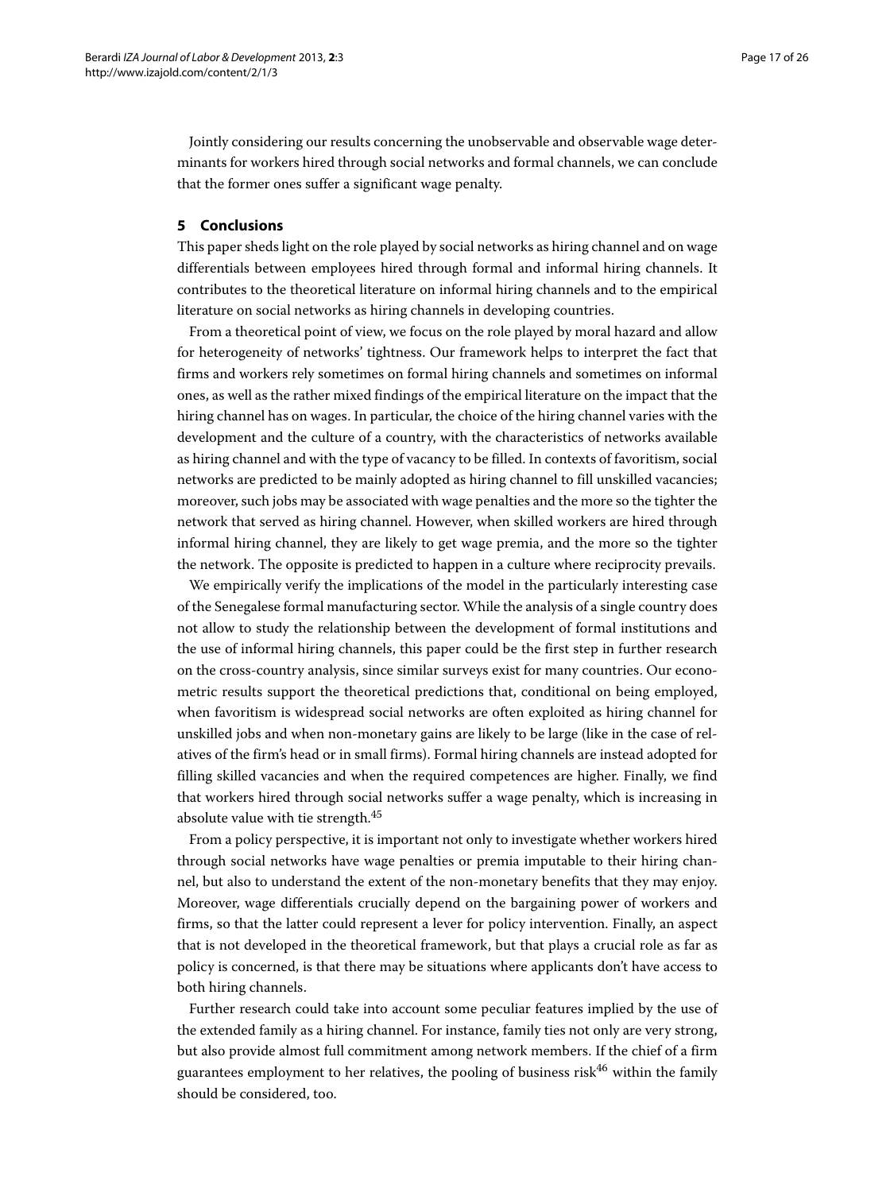Jointly considering our results concerning the unobservable and observable wage determinants for workers hired through social networks and formal channels, we can conclude that the former ones suffer a significant wage penalty.

## 5 Conclusions

This paper sheds light on the role played by social networks as hiring channel and on wage differentials between employees hired through formal and informal hiring channels. It contributes to the theoretical literature on informal hiring channels and to the empirical literature on social networks as hiring channels in developing countries.

From a theoretical point of view, we focus on the role played by moral hazard and allow for heterogeneity of networks' tightness. Our framework helps to interpret the fact that firms and workers rely sometimes on formal hiring channels and sometimes on informal ones, as well as the rather mixed findings of the empirical literature on the impact that the hiring channel has on wages. In particular, the choice of the hiring channel varies with the development and the culture of a country, with the characteristics of networks available as hiring channel and with the type of vacancy to be filled. In contexts of favoritism, social networks are predicted to be mainly adopted as hiring channel to fill unskilled vacancies; moreover, such jobs may be associated with wage penalties and the more so the tighter the network that served as hiring channel. However, when skilled workers are hired through informal hiring channel, they are likely to get wage premia, and the more so the tighter the network. The opposite is predicted to happen in a culture where reciprocity prevails.

We empirically verify the implications of the model in the particularly interesting case of the Senegalese formal manufacturing sector. While the analysis of a single country does not allow to study the relationship between the development of formal institutions and the use of informal hiring channels, this paper could be the first step in further research on the cross-country analysis, since similar surveys exist for many countries. Our econometric results support the theoretical predictions that, conditional on being employed, when favoritism is widespread social networks are often exploited as hiring channel for unskilled jobs and when non-monetary gains are likely to be large (like in the case of relatives of the firm's head or in small firms). Formal hiring channels are instead adopted for filling skilled vacancies and when the required competences are higher. Finally, we find that workers hired through social networks suffer a wage penalty, which is increasing in absolute value with tie strength.[45]

From a policy perspective, it is important not only to investigate whether workers hired through social networks have wage penalties or premia imputable to their hiring channel, but also to understand the extent of the non-monetary benefits that they may enjoy. Moreover, wage differentials crucially depend on the bargaining power of workers and firms, so that the latter could represent a lever for policy intervention. Finally, an aspect that is not developed in the theoretical framework, but that plays a crucial role as far as policy is concerned, is that there may be situations where applicants don't have access to both hiring channels.

Further research could take into account some peculiar features implied by the use of the extended family as a hiring channel. For instance, family ties not only are very strong, but also provide almost full commitment among network members. If the chief of a firm guarantees employment to her relatives, the pooling of business risk[46] within the family should be considered, too.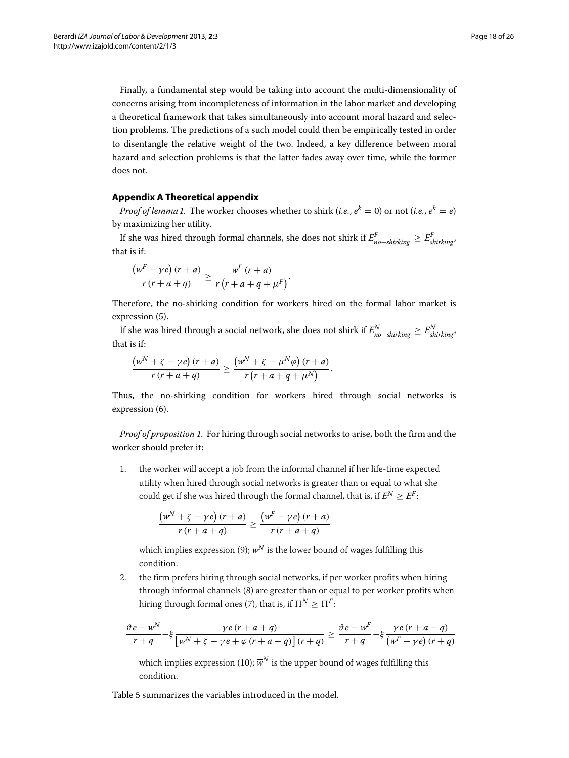Finally, a fundamental step would be taking into account the multi-dimensionality of concerns arising from incompleteness of information in the labor market and developing a theoretical framework that takes simultaneously into account moral hazard and selection problems. The predictions of a such model could then be empirically tested in order to disentangle the relative weight of the two. Indeed, a key difference between moral hazard and selection problems is that the latter fades away over time, while the former does not.

## Appendix A Theoretical appendix

*Proof of lemma 1.* The worker chooses whether to shirk (*i.e.*, $e^k = 0$) or not (*i.e.*, $e^k = e$) by maximizing her utility.

If she was hired through formal channels, she does not shirk if $E^F_{no-shirking} \geq E^F_{shirking}$, that is if:

$$\frac{\left(w^F - \gamma e\right)(r + a)}{r\,(r + a + q)} \geq \frac{w^F\,(r + a)}{r\left(r + a + q + \mu^F\right)}.$$

Therefore, the no-shirking condition for workers hired on the formal labor market is expression (5).

If she was hired through a social network, she does not shirk if $E^N_{no-shirking} \geq E^N_{shirking}$, that is if:

$$\frac{\left(w^N + \zeta - \gamma e\right)(r + a)}{r\,(r + a + q)} \geq \frac{\left(w^N + \zeta - \mu^N \varphi\right)(r + a)}{r\left(r + a + q + \mu^N\right)}.$$

Thus, the no-shirking condition for workers hired through social networks is expression (6).

*Proof of proposition 1.* For hiring through social networks to arise, both the firm and the worker should prefer it:

1. the worker will accept a job from the informal channel if her life-time expected utility when hired through social networks is greater than or equal to what she could get if she was hired through the formal channel, that is, if $E^N \geq E^F$:

$$\frac{\left(w^N + \zeta - \gamma e\right)(r + a)}{r\,(r + a + q)} \geq \frac{\left(w^F - \gamma e\right)(r + a)}{r\,(r + a + q)}$$

which implies expression (9); $\underline{w}^N$ is the lower bound of wages fulfilling this condition.

2. the firm prefers hiring through social networks, if per worker profits when hiring through informal channels (8) are greater than or equal to per worker profits when hiring through formal ones (7), that is, if $\Pi^N \geq \Pi^F$:

$$\frac{\vartheta e - w^N}{r + q} - \xi \frac{\gamma e\,(r + a + q)}{\left[w^N + \zeta - \gamma e + \varphi\,(r + a + q)\right](r + q)} \geq \frac{\vartheta e - w^F}{r + q} - \xi \frac{\gamma e\,(r + a + q)}{\left(w^F - \gamma e\right)(r + q)}$$

which implies expression (10); $\overline{w}^N$ is the upper bound of wages fulfilling this condition.

Table 5 summarizes the variables introduced in the model.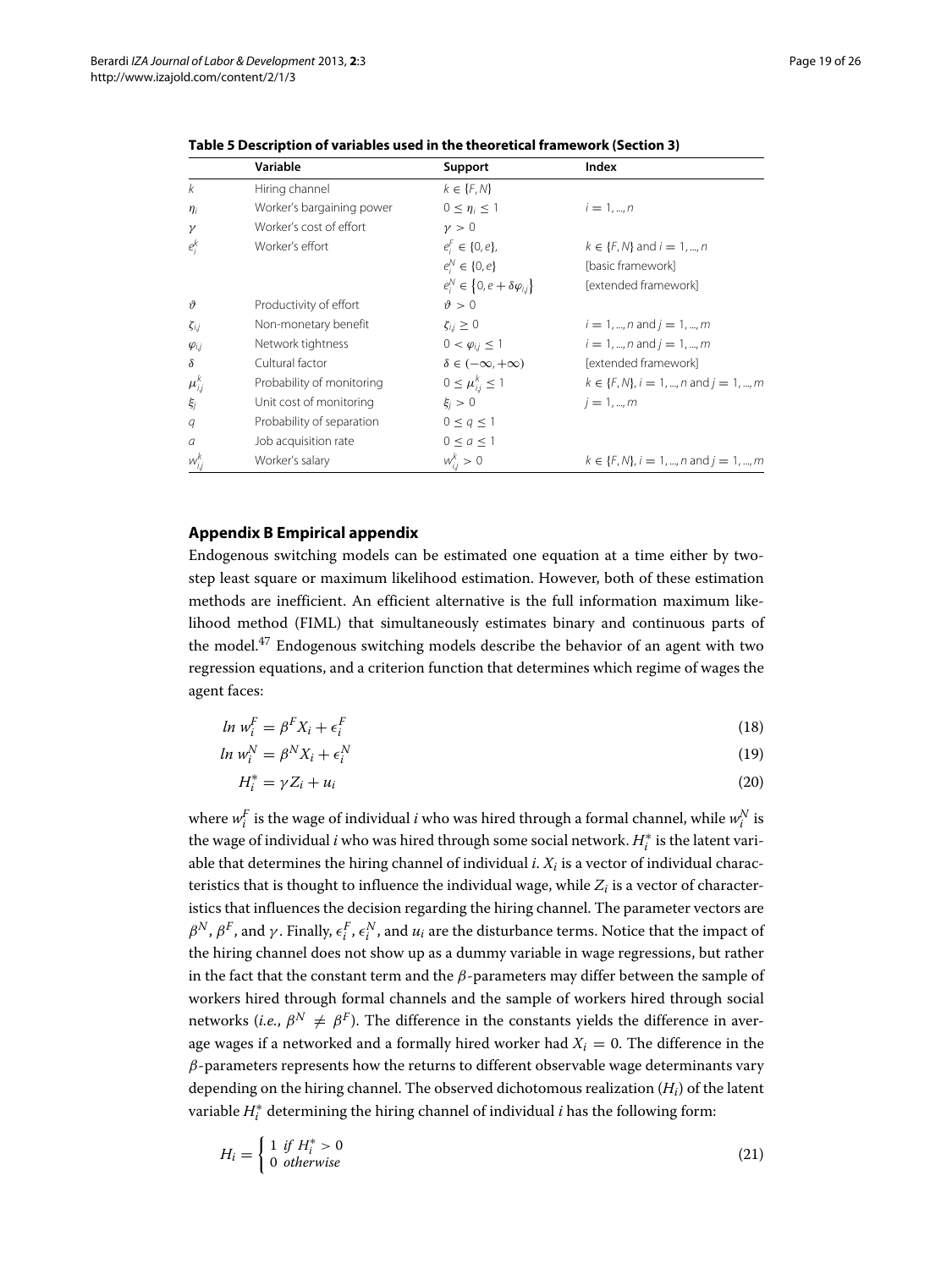**Table 5 Description of variables used in the theoretical framework (Section 3)**

| | Variable | Support | Index |
|---|---|---|---|
| $k$ | Hiring channel | $k \in \{F, N\}$ | |
| $\eta_i$ | Worker's bargaining power | $0 \leq \eta_i \leq 1$ | $i = 1, ..., n$ |
| $\gamma$ | Worker's cost of effort | $\gamma > 0$ | |
| $e_i^k$ | Worker's effort | $e_i^F \in \{0, e\}$, | $k \in \{F, N\}$ and $i = 1, ..., n$ |
| | | $e_i^N \in \{0, e\}$ | [basic framework] |
| | | $e_i^N \in \{0, e + \delta\varphi_{i,j}\}$ | [extended framework] |
| $\vartheta$ | Productivity of effort | $\vartheta > 0$ | |
| $\zeta_{i,j}$ | Non-monetary benefit | $\zeta_{i,j} \geq 0$ | $i = 1, ..., n$ and $j = 1, ..., m$ |
| $\varphi_{i,j}$ | Network tightness | $0 < \varphi_{i,j} \leq 1$ | $i = 1, ..., n$ and $j = 1, ..., m$ |
| $\delta$ | Cultural factor | $\delta \in (-\infty, +\infty)$ | [extended framework] |
| $\mu_{i,j}^k$ | Probability of monitoring | $0 \leq \mu_{i,j}^k \leq 1$ | $k \in \{F, N\}$, $i = 1, ..., n$ and $j = 1, ..., m$ |
| $\xi_j$ | Unit cost of monitoring | $\xi_j > 0$ | $j = 1, ..., m$ |
| $q$ | Probability of separation | $0 \leq q \leq 1$ | |
| $a$ | Job acquisition rate | $0 \leq a \leq 1$ | |
| $w_{i,j}^k$ | Worker's salary | $w_{i,j}^k > 0$ | $k \in \{F, N\}$, $i = 1, ..., n$ and $j = 1, ..., m$ |

## Appendix B Empirical appendix

Endogenous switching models can be estimated one equation at a time either by two-step least square or maximum likelihood estimation. However, both of these estimation methods are inefficient. An efficient alternative is the full information maximum likelihood method (FIML) that simultaneously estimates binary and continuous parts of the model.[47] Endogenous switching models describe the behavior of an agent with two regression equations, and a criterion function that determines which regime of wages the agent faces:

$$ln\ w_i^F = \beta^F X_i + \epsilon_i^F \tag{18}$$

$$ln\ w_i^N = \beta^N X_i + \epsilon_i^N \tag{19}$$

$$H_i^* = \gamma Z_i + u_i \tag{20}$$

where $w_i^F$ is the wage of individual $i$ who was hired through a formal channel, while $w_i^N$ is the wage of individual $i$ who was hired through some social network. $H_i^*$ is the latent variable that determines the hiring channel of individual $i$. $X_i$ is a vector of individual characteristics that is thought to influence the individual wage, while $Z_i$ is a vector of characteristics that influences the decision regarding the hiring channel. The parameter vectors are $\beta^N$, $\beta^F$, and $\gamma$. Finally, $\epsilon_i^F$, $\epsilon_i^N$, and $u_i$ are the disturbance terms. Notice that the impact of the hiring channel does not show up as a dummy variable in wage regressions, but rather in the fact that the constant term and the $\beta$-parameters may differ between the sample of workers hired through formal channels and the sample of workers hired through social networks (*i.e.*, $\beta^N \neq \beta^F$). The difference in the constants yields the difference in average wages if a networked and a formally hired worker had $X_i = 0$. The difference in the $\beta$-parameters represents how the returns to different observable wage determinants vary depending on the hiring channel. The observed dichotomous realization ($H_i$) of the latent variable $H_i^*$ determining the hiring channel of individual $i$ has the following form:

$$H_i = \begin{cases} 1 & if\ H_i^* > 0 \\ 0 & otherwise \end{cases} \tag{21}$$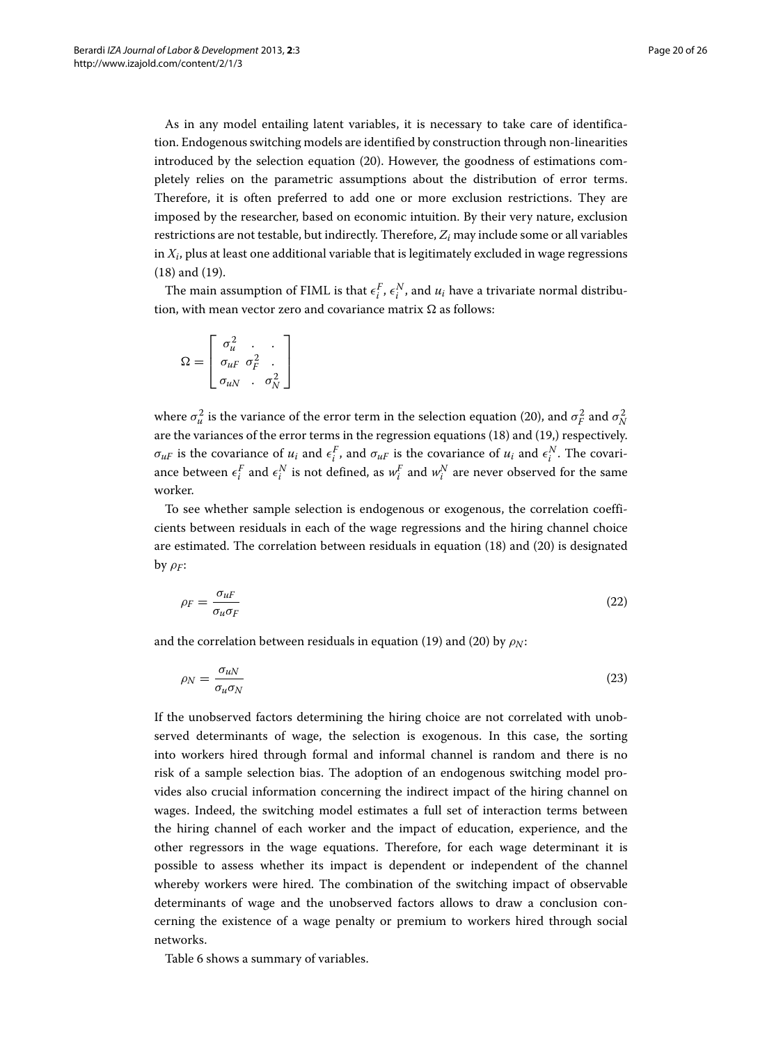As in any model entailing latent variables, it is necessary to take care of identification. Endogenous switching models are identified by construction through non-linearities introduced by the selection equation (20). However, the goodness of estimations completely relies on the parametric assumptions about the distribution of error terms. Therefore, it is often preferred to add one or more exclusion restrictions. They are imposed by the researcher, based on economic intuition. By their very nature, exclusion restrictions are not testable, but indirectly. Therefore, $Z_i$ may include some or all variables in $X_i$, plus at least one additional variable that is legitimately excluded in wage regressions (18) and (19).

The main assumption of FIML is that $\epsilon_i^F$, $\epsilon_i^N$, and $u_i$ have a trivariate normal distribution, with mean vector zero and covariance matrix $\Omega$ as follows:

$$\Omega = \begin{bmatrix} \sigma_u^2 & . & . \\ \sigma_{uF} & \sigma_F^2 & . \\ \sigma_{uN} & . & \sigma_N^2 \end{bmatrix}$$

where $\sigma_u^2$ is the variance of the error term in the selection equation (20), and $\sigma_F^2$ and $\sigma_N^2$ are the variances of the error terms in the regression equations (18) and (19,) respectively. $\sigma_{uF}$ is the covariance of $u_i$ and $\epsilon_i^F$, and $\sigma_{uF}$ is the covariance of $u_i$ and $\epsilon_i^N$. The covariance between $\epsilon_i^F$ and $\epsilon_i^N$ is not defined, as $w_i^F$ and $w_i^N$ are never observed for the same worker.

To see whether sample selection is endogenous or exogenous, the correlation coefficients between residuals in each of the wage regressions and the hiring channel choice are estimated. The correlation between residuals in equation (18) and (20) is designated by $\rho_F$:

$$\rho_F = \frac{\sigma_{uF}}{\sigma_u \sigma_F} \tag{22}$$

and the correlation between residuals in equation (19) and (20) by $\rho_N$:

$$\rho_N = \frac{\sigma_{uN}}{\sigma_u \sigma_N} \tag{23}$$

If the unobserved factors determining the hiring choice are not correlated with unobserved determinants of wage, the selection is exogenous. In this case, the sorting into workers hired through formal and informal channel is random and there is no risk of a sample selection bias. The adoption of an endogenous switching model provides also crucial information concerning the indirect impact of the hiring channel on wages. Indeed, the switching model estimates a full set of interaction terms between the hiring channel of each worker and the impact of education, experience, and the other regressors in the wage equations. Therefore, for each wage determinant it is possible to assess whether its impact is dependent or independent of the channel whereby workers were hired. The combination of the switching impact of observable determinants of wage and the unobserved factors allows to draw a conclusion concerning the existence of a wage penalty or premium to workers hired through social networks.

Table 6 shows a summary of variables.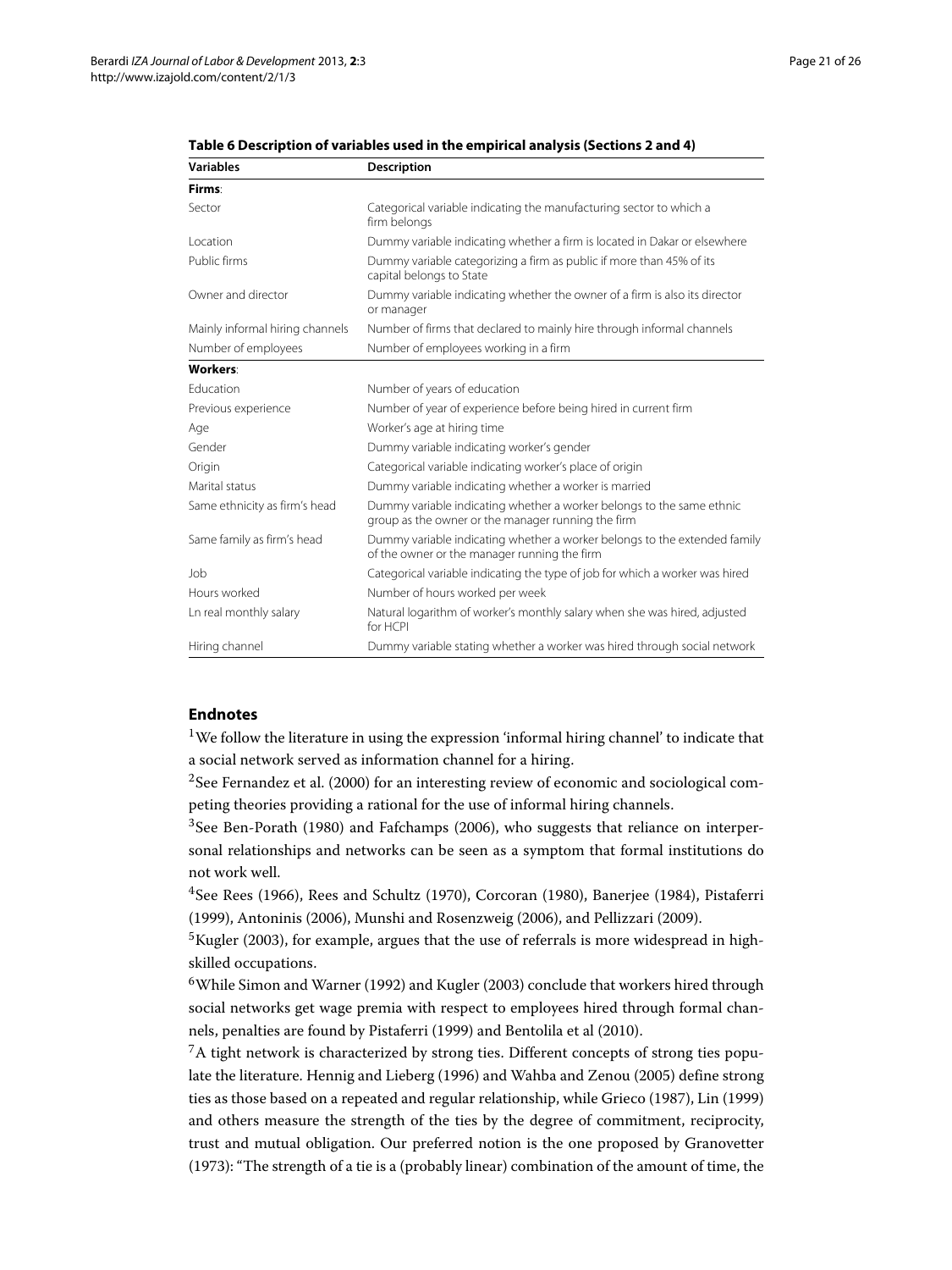**Table 6 Description of variables used in the empirical analysis (Sections 2 and 4)**

| Variables | Description |
|---|---|
| **Firms**: | |
| Sector | Categorical variable indicating the manufacturing sector to which a firm belongs |
| Location | Dummy variable indicating whether a firm is located in Dakar or elsewhere |
| Public firms | Dummy variable categorizing a firm as public if more than 45% of its capital belongs to State |
| Owner and director | Dummy variable indicating whether the owner of a firm is also its director or manager |
| Mainly informal hiring channels | Number of firms that declared to mainly hire through informal channels |
| Number of employees | Number of employees working in a firm |
| **Workers**: | |
| Education | Number of years of education |
| Previous experience | Number of year of experience before being hired in current firm |
| Age | Worker's age at hiring time |
| Gender | Dummy variable indicating worker's gender |
| Origin | Categorical variable indicating worker's place of origin |
| Marital status | Dummy variable indicating whether a worker is married |
| Same ethnicity as firm's head | Dummy variable indicating whether a worker belongs to the same ethnic group as the owner or the manager running the firm |
| Same family as firm's head | Dummy variable indicating whether a worker belongs to the extended family of the owner or the manager running the firm |
| Job | Categorical variable indicating the type of job for which a worker was hired |
| Hours worked | Number of hours worked per week |
| Ln real monthly salary | Natural logarithm of worker's monthly salary when she was hired, adjusted for HCPI |
| Hiring channel | Dummy variable stating whether a worker was hired through social network |

## Endnotes

[1]We follow the literature in using the expression 'informal hiring channel' to indicate that a social network served as information channel for a hiring.

[2]See Fernandez et al. (2000) for an interesting review of economic and sociological competing theories providing a rational for the use of informal hiring channels.

[3]See Ben-Porath (1980) and Fafchamps (2006), who suggests that reliance on interpersonal relationships and networks can be seen as a symptom that formal institutions do not work well.

[4]See Rees (1966), Rees and Schultz (1970), Corcoran (1980), Banerjee (1984), Pistaferri (1999), Antoninis (2006), Munshi and Rosenzweig (2006), and Pellizzari (2009).

[5]Kugler (2003), for example, argues that the use of referrals is more widespread in high-skilled occupations.

[6]While Simon and Warner (1992) and Kugler (2003) conclude that workers hired through social networks get wage premia with respect to employees hired through formal channels, penalties are found by Pistaferri (1999) and Bentolila et al (2010).

[7]A tight network is characterized by strong ties. Different concepts of strong ties populate the literature. Hennig and Lieberg (1996) and Wahba and Zenou (2005) define strong ties as those based on a repeated and regular relationship, while Grieco (1987), Lin (1999) and others measure the strength of the ties by the degree of commitment, reciprocity, trust and mutual obligation. Our preferred notion is the one proposed by Granovetter (1973): "The strength of a tie is a (probably linear) combination of the amount of time, the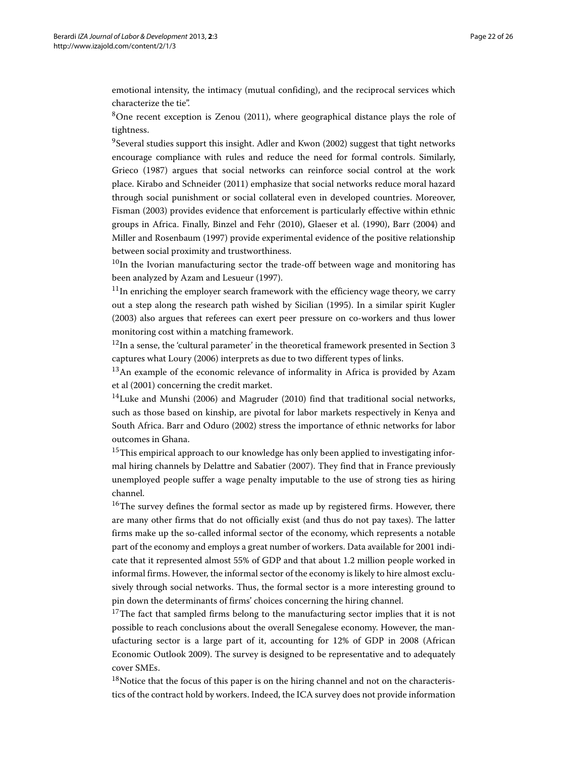emotional intensity, the intimacy (mutual confiding), and the reciprocal services which characterize the tie".

[8]One recent exception is Zenou (2011), where geographical distance plays the role of tightness.

[9]Several studies support this insight. Adler and Kwon (2002) suggest that tight networks encourage compliance with rules and reduce the need for formal controls. Similarly, Grieco (1987) argues that social networks can reinforce social control at the work place. Kirabo and Schneider (2011) emphasize that social networks reduce moral hazard through social punishment or social collateral even in developed countries. Moreover, Fisman (2003) provides evidence that enforcement is particularly effective within ethnic groups in Africa. Finally, Binzel and Fehr (2010), Glaeser et al. (1990), Barr (2004) and Miller and Rosenbaum (1997) provide experimental evidence of the positive relationship between social proximity and trustworthiness.

[10]In the Ivorian manufacturing sector the trade-off between wage and monitoring has been analyzed by Azam and Lesueur (1997).

[11]In enriching the employer search framework with the efficiency wage theory, we carry out a step along the research path wished by Sicilian (1995). In a similar spirit Kugler (2003) also argues that referees can exert peer pressure on co-workers and thus lower monitoring cost within a matching framework.

[12]In a sense, the 'cultural parameter' in the theoretical framework presented in Section 3 captures what Loury (2006) interprets as due to two different types of links.

[13]An example of the economic relevance of informality in Africa is provided by Azam et al (2001) concerning the credit market.

[14]Luke and Munshi (2006) and Magruder (2010) find that traditional social networks, such as those based on kinship, are pivotal for labor markets respectively in Kenya and South Africa. Barr and Oduro (2002) stress the importance of ethnic networks for labor outcomes in Ghana.

[15]This empirical approach to our knowledge has only been applied to investigating informal hiring channels by Delattre and Sabatier (2007). They find that in France previously unemployed people suffer a wage penalty imputable to the use of strong ties as hiring channel.

[16]The survey defines the formal sector as made up by registered firms. However, there are many other firms that do not officially exist (and thus do not pay taxes). The latter firms make up the so-called informal sector of the economy, which represents a notable part of the economy and employs a great number of workers. Data available for 2001 indicate that it represented almost 55% of GDP and that about 1.2 million people worked in informal firms. However, the informal sector of the economy is likely to hire almost exclusively through social networks. Thus, the formal sector is a more interesting ground to pin down the determinants of firms' choices concerning the hiring channel.

[17]The fact that sampled firms belong to the manufacturing sector implies that it is not possible to reach conclusions about the overall Senegalese economy. However, the manufacturing sector is a large part of it, accounting for 12% of GDP in 2008 (African Economic Outlook 2009). The survey is designed to be representative and to adequately cover SMEs.

[18]Notice that the focus of this paper is on the hiring channel and not on the characteristics of the contract hold by workers. Indeed, the ICA survey does not provide information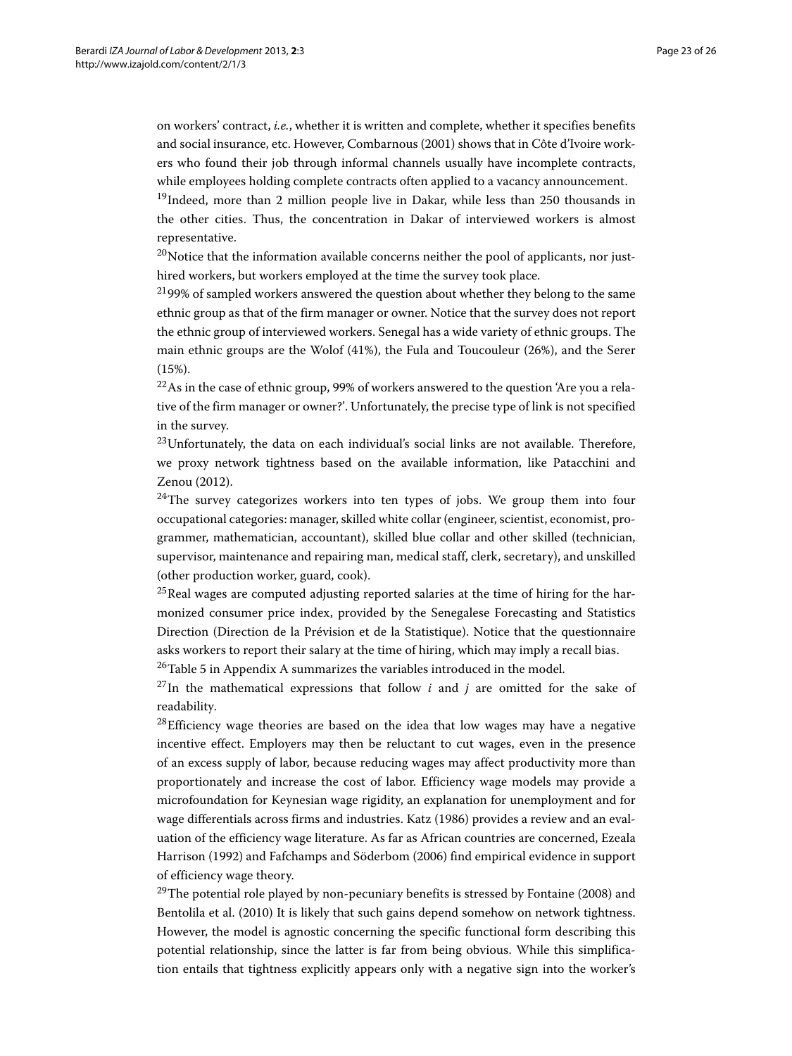on workers' contract, *i.e.*, whether it is written and complete, whether it specifies benefits and social insurance, etc. However, Combarnous (2001) shows that in Côte d'Ivoire workers who found their job through informal channels usually have incomplete contracts, while employees holding complete contracts often applied to a vacancy announcement.

[19]Indeed, more than 2 million people live in Dakar, while less than 250 thousands in the other cities. Thus, the concentration in Dakar of interviewed workers is almost representative.

[20]Notice that the information available concerns neither the pool of applicants, nor just-hired workers, but workers employed at the time the survey took place.

[21]99% of sampled workers answered the question about whether they belong to the same ethnic group as that of the firm manager or owner. Notice that the survey does not report the ethnic group of interviewed workers. Senegal has a wide variety of ethnic groups. The main ethnic groups are the Wolof (41%), the Fula and Toucouleur (26%), and the Serer (15%).

[22]As in the case of ethnic group, 99% of workers answered to the question 'Are you a relative of the firm manager or owner?'. Unfortunately, the precise type of link is not specified in the survey.

[23]Unfortunately, the data on each individual's social links are not available. Therefore, we proxy network tightness based on the available information, like Patacchini and Zenou (2012).

[24]The survey categorizes workers into ten types of jobs. We group them into four occupational categories: manager, skilled white collar (engineer, scientist, economist, programmer, mathematician, accountant), skilled blue collar and other skilled (technician, supervisor, maintenance and repairing man, medical staff, clerk, secretary), and unskilled (other production worker, guard, cook).

[25]Real wages are computed adjusting reported salaries at the time of hiring for the harmonized consumer price index, provided by the Senegalese Forecasting and Statistics Direction (Direction de la Prévision et de la Statistique). Notice that the questionnaire asks workers to report their salary at the time of hiring, which may imply a recall bias.

[26]Table 5 in Appendix A summarizes the variables introduced in the model.

[27]In the mathematical expressions that follow $i$ and $j$ are omitted for the sake of readability.

[28]Efficiency wage theories are based on the idea that low wages may have a negative incentive effect. Employers may then be reluctant to cut wages, even in the presence of an excess supply of labor, because reducing wages may affect productivity more than proportionately and increase the cost of labor. Efficiency wage models may provide a microfoundation for Keynesian wage rigidity, an explanation for unemployment and for wage differentials across firms and industries. Katz (1986) provides a review and an evaluation of the efficiency wage literature. As far as African countries are concerned, Ezeala Harrison (1992) and Fafchamps and Söderbom (2006) find empirical evidence in support of efficiency wage theory.

[29]The potential role played by non-pecuniary benefits is stressed by Fontaine (2008) and Bentolila et al. (2010) It is likely that such gains depend somehow on network tightness. However, the model is agnostic concerning the specific functional form describing this potential relationship, since the latter is far from being obvious. While this simplification entails that tightness explicitly appears only with a negative sign into the worker's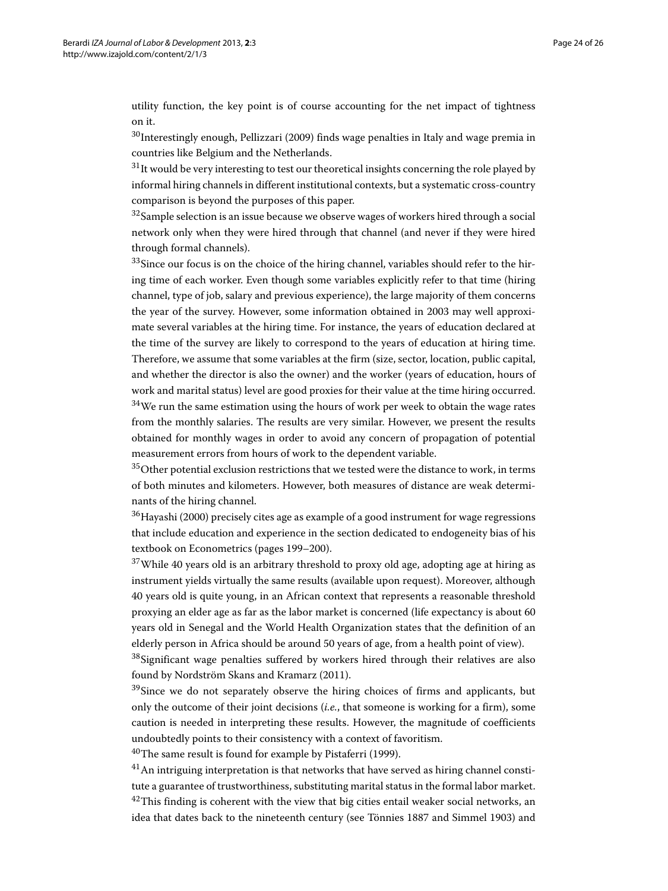utility function, the key point is of course accounting for the net impact of tightness on it.

[30]Interestingly enough, Pellizzari (2009) finds wage penalties in Italy and wage premia in countries like Belgium and the Netherlands.

[31]It would be very interesting to test our theoretical insights concerning the role played by informal hiring channels in different institutional contexts, but a systematic cross-country comparison is beyond the purposes of this paper.

[32]Sample selection is an issue because we observe wages of workers hired through a social network only when they were hired through that channel (and never if they were hired through formal channels).

[33]Since our focus is on the choice of the hiring channel, variables should refer to the hiring time of each worker. Even though some variables explicitly refer to that time (hiring channel, type of job, salary and previous experience), the large majority of them concerns the year of the survey. However, some information obtained in 2003 may well approximate several variables at the hiring time. For instance, the years of education declared at the time of the survey are likely to correspond to the years of education at hiring time. Therefore, we assume that some variables at the firm (size, sector, location, public capital, and whether the director is also the owner) and the worker (years of education, hours of work and marital status) level are good proxies for their value at the time hiring occurred.

[34]We run the same estimation using the hours of work per week to obtain the wage rates from the monthly salaries. The results are very similar. However, we present the results obtained for monthly wages in order to avoid any concern of propagation of potential measurement errors from hours of work to the dependent variable.

[35]Other potential exclusion restrictions that we tested were the distance to work, in terms of both minutes and kilometers. However, both measures of distance are weak determinants of the hiring channel.

[36]Hayashi (2000) precisely cites age as example of a good instrument for wage regressions that include education and experience in the section dedicated to endogeneity bias of his textbook on Econometrics (pages 199–200).

[37]While 40 years old is an arbitrary threshold to proxy old age, adopting age at hiring as instrument yields virtually the same results (available upon request). Moreover, although 40 years old is quite young, in an African context that represents a reasonable threshold proxying an elder age as far as the labor market is concerned (life expectancy is about 60 years old in Senegal and the World Health Organization states that the definition of an elderly person in Africa should be around 50 years of age, from a health point of view).

[38]Significant wage penalties suffered by workers hired through their relatives are also found by Nordström Skans and Kramarz (2011).

[39]Since we do not separately observe the hiring choices of firms and applicants, but only the outcome of their joint decisions (*i.e.*, that someone is working for a firm), some caution is needed in interpreting these results. However, the magnitude of coefficients undoubtedly points to their consistency with a context of favoritism.

[40]The same result is found for example by Pistaferri (1999).

[41]An intriguing interpretation is that networks that have served as hiring channel constitute a guarantee of trustworthiness, substituting marital status in the formal labor market.

[42]This finding is coherent with the view that big cities entail weaker social networks, an idea that dates back to the nineteenth century (see Tönnies 1887 and Simmel 1903) and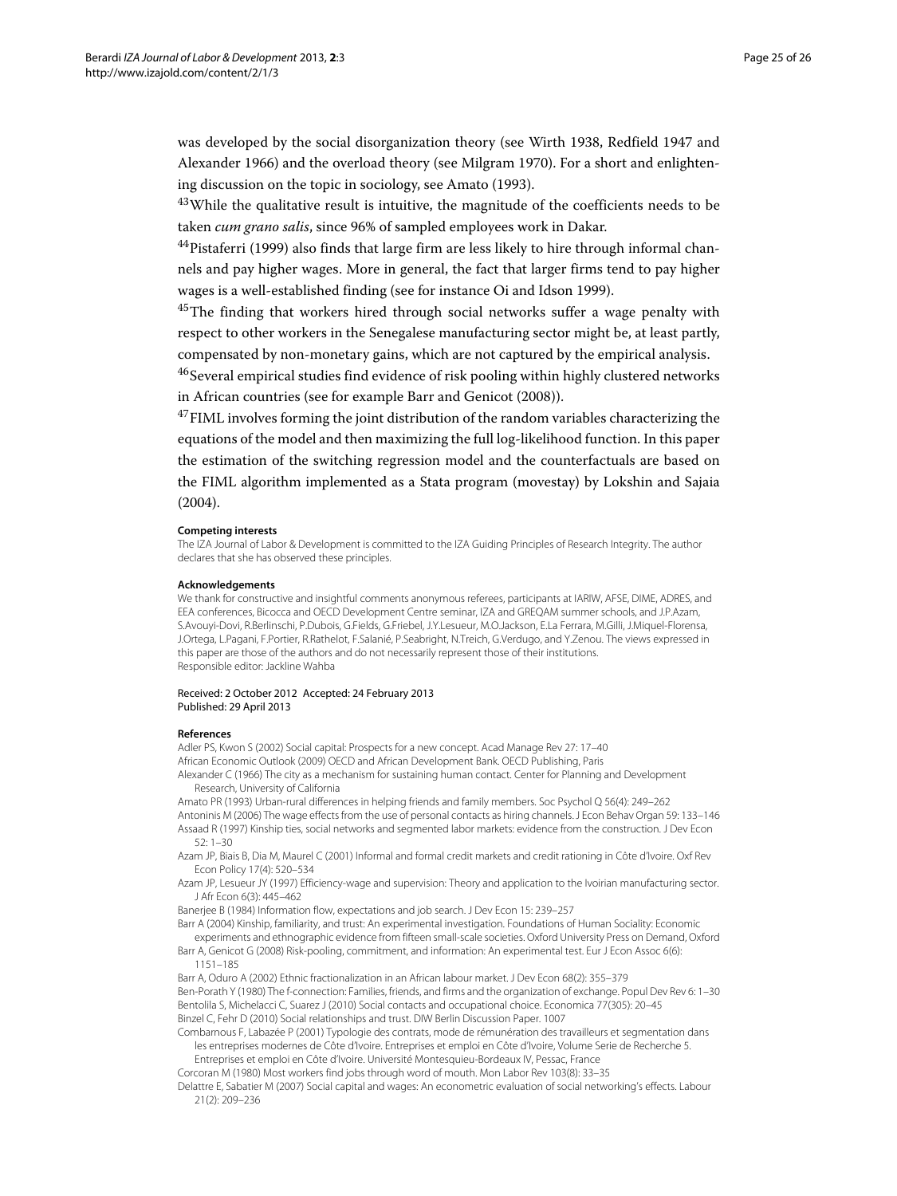was developed by the social disorganization theory (see Wirth 1938, Redfield 1947 and Alexander 1966) and the overload theory (see Milgram 1970). For a short and enlightening discussion on the topic in sociology, see Amato (1993).

[43]While the qualitative result is intuitive, the magnitude of the coefficients needs to be taken *cum grano salis*, since 96% of sampled employees work in Dakar.

[44]Pistaferri (1999) also finds that large firm are less likely to hire through informal channels and pay higher wages. More in general, the fact that larger firms tend to pay higher wages is a well-established finding (see for instance Oi and Idson 1999).

[45]The finding that workers hired through social networks suffer a wage penalty with respect to other workers in the Senegalese manufacturing sector might be, at least partly, compensated by non-monetary gains, which are not captured by the empirical analysis.

[46]Several empirical studies find evidence of risk pooling within highly clustered networks in African countries (see for example Barr and Genicot (2008)).

[47]FIML involves forming the joint distribution of the random variables characterizing the equations of the model and then maximizing the full log-likelihood function. In this paper the estimation of the switching regression model and the counterfactuals are based on the FIML algorithm implemented as a Stata program (movestay) by Lokshin and Sajaia (2004).

**Competing interests**

The IZA Journal of Labor & Development is committed to the IZA Guiding Principles of Research Integrity. The author declares that she has observed these principles.

**Acknowledgements**

We thank for constructive and insightful comments anonymous referees, participants at IARIW, AFSE, DIME, ADRES, and EEA conferences, Bicocca and OECD Development Centre seminar, IZA and GREQAM summer schools, and J.P.Azam, S.Avouyi-Dovi, R.Berlinschi, P.Dubois, G.Fields, G.Friebel, J.Y.Lesueur, M.O.Jackson, E.La Ferrara, M.Gilli, J.Miquel-Florensa, J.Ortega, L.Pagani, F.Portier, R.Rathelot, F.Salanié, P.Seabright, N.Treich, G.Verdugo, and Y.Zenou. The views expressed in this paper are those of the authors and do not necessarily represent those of their institutions.
Responsible editor: Jackline Wahba

Received: 2 October 2012 Accepted: 24 February 2013
Published: 29 April 2013

**References**

Adler PS, Kwon S (2002) Social capital: Prospects for a new concept. Acad Manage Rev 27: 17–40

African Economic Outlook (2009) OECD and African Development Bank. OECD Publishing, Paris

Alexander C (1966) The city as a mechanism for sustaining human contact. Center for Planning and Development Research, University of California

Amato PR (1993) Urban-rural differences in helping friends and family members. Soc Psychol Q 56(4): 249–262

Antoninis M (2006) The wage effects from the use of personal contacts as hiring channels. J Econ Behav Organ 59: 133–146

Assaad R (1997) Kinship ties, social networks and segmented labor markets: evidence from the construction. J Dev Econ 52: 1–30

Azam JP, Biais B, Dia M, Maurel C (2001) Informal and formal credit markets and credit rationing in Côte d'Ivoire. Oxf Rev Econ Policy 17(4): 520–534

Azam JP, Lesueur JY (1997) Efficiency-wage and supervision: Theory and application to the Ivoirian manufacturing sector. J Afr Econ 6(3): 445–462

Banerjee B (1984) Information flow, expectations and job search. J Dev Econ 15: 239–257

Barr A (2004) Kinship, familiarity, and trust: An experimental investigation. Foundations of Human Sociality: Economic experiments and ethnographic evidence from fifteen small-scale societies. Oxford University Press on Demand, Oxford

Barr A, Genicot G (2008) Risk-pooling, commitment, and information: An experimental test. Eur J Econ Assoc 6(6): 1151–185

Barr A, Oduro A (2002) Ethnic fractionalization in an African labour market. J Dev Econ 68(2): 355–379

Ben-Porath Y (1980) The f-connection: Families, friends, and firms and the organization of exchange. Popul Dev Rev 6: 1–30

Bentolila S, Michelacci C, Suarez J (2010) Social contacts and occupational choice. Economica 77(305): 20–45

Binzel C, Fehr D (2010) Social relationships and trust. DIW Berlin Discussion Paper. 1007

Combarnous F, Labazée P (2001) Typologie des contrats, mode de rémunération des travailleurs et segmentation dans les entreprises modernes de Côte d'Ivoire. Entreprises et emploi en Côte d'Ivoire, Volume Serie de Recherche 5. Entreprises et emploi en Côte d'Ivoire. Université Montesquieu-Bordeaux IV, Pessac, France

Corcoran M (1980) Most workers find jobs through word of mouth. Mon Labor Rev 103(8): 33–35

Delattre E, Sabatier M (2007) Social capital and wages: An econometric evaluation of social networking's effects. Labour 21(2): 209–236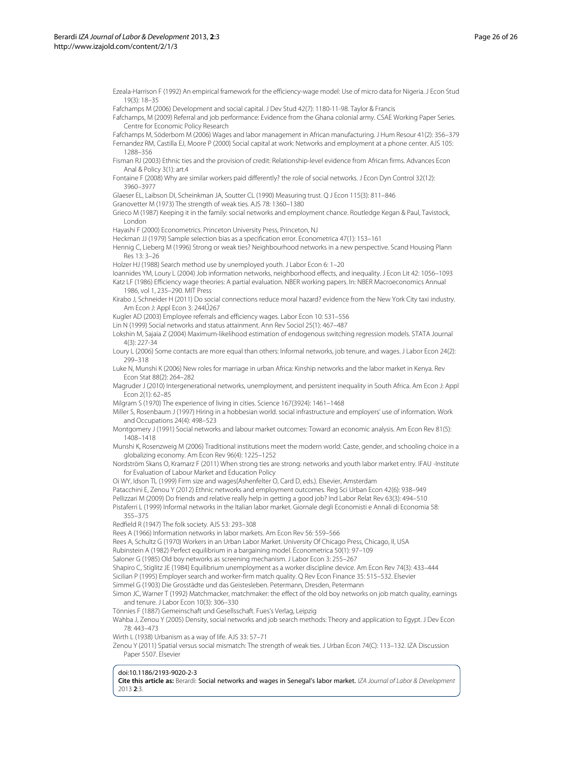Ezeala-Harrison F (1992) An empirical framework for the efficiency-wage model: Use of micro data for Nigeria. J Econ Stud 19(3): 18–35

Fafchamps M (2006) Development and social capital. J Dev Stud 42(7): 1180-11-98. Taylor & Francis

Fafchamps, M (2009) Referral and job performance: Evidence from the Ghana colonial army. CSAE Working Paper Series. Centre for Economic Policy Research

Fafchamps M, Söderbom M (2006) Wages and labor management in African manufacturing. J Hum Resour 41(2): 356–379

Fernandez RM, Castilla EJ, Moore P (2000) Social capital at work: Networks and employment at a phone center. AJS 105: 1288–356

Fisman RJ (2003) Ethnic ties and the provision of credit: Relationship-level evidence from African firms. Advances Econ Anal & Policy 3(1): art.4

Fontaine F (2008) Why are similar workers paid differently? the role of social networks. J Econ Dyn Control 32(12): 3960–3977

Glaeser EL, Laibson DI, Scheinkman JA, Soutter CL (1990) Measuring trust. Q J Econ 115(3): 811–846

Granovetter M (1973) The strength of weak ties. AJS 78: 1360–1380

Grieco M (1987) Keeping it in the family: social networks and employment chance. Routledge Kegan & Paul, Tavistock, London

Hayashi F (2000) Econometrics. Princeton University Press, Princeton, NJ

Heckman JJ (1979) Sample selection bias as a specification error. Econometrica 47(1): 153–161

Hennig C, Lieberg M (1996) Strong or weak ties? Neighbourhood networks in a new perspective. Scand Housing Plann Res 13: 3–26

Holzer HJ (1988) Search method use by unemployed youth. J Labor Econ 6: 1–20

Ioannides YM, Loury L (2004) Job information networks, neighborhood effects, and inequality. J Econ Lit 42: 1056–1093

Katz LF (1986) Efficiency wage theories: A partial evaluation. NBER working papers. In: NBER Macroeconomics Annual 1986, vol 1, 235–290. MIT Press

Kirabo J, Schneider H (2011) Do social connections reduce moral hazard? evidence from the New York City taxi industry. Am Econ J: Appl Econ 3: 244Ű267

Kugler AD (2003) Employee referrals and efficiency wages. Labor Econ 10: 531–556

Lin N (1999) Social networks and status attainment. Ann Rev Sociol 25(1): 467–487

Lokshin M, Sajaia Z (2004) Maximum-likelihood estimation of endogenous switching regression models. STATA Journal 4(3): 227-34

Loury L (2006) Some contacts are more equal than others: Informal networks, job tenure, and wages. J Labor Econ 24(2): 299–318

Luke N, Munshi K (2006) New roles for marriage in urban Africa: Kinship networks and the labor market in Kenya. Rev Econ Stat 88(2): 264–282

Magruder J (2010) Intergenerational networks, unemployment, and persistent inequality in South Africa. Am Econ J: Appl Econ 2(1): 62–85

Milgram S (1970) The experience of living in cities. Science 167(3924): 1461–1468

Miller S, Rosenbaum J (1997) Hiring in a hobbesian world. social infrastructure and employers' use of information. Work and Occupations 24(4): 498–523

Montgomery J (1991) Social networks and labour market outcomes: Toward an economic analysis. Am Econ Rev 81(5): 1408–1418

Munshi K, Rosenzweig M (2006) Traditional institutions meet the modern world: Caste, gender, and schooling choice in a globalizing economy. Am Econ Rev 96(4): 1225–1252

Nordström Skans O, Kramarz F (2011) When strong ties are strong: networks and youth labor market entry. IFAU -Institute for Evaluation of Labour Market and Education Policy

Oi WY, Idson TL (1999) Firm size and wages(Ashenfelter O, Card D, eds.). Elsevier, Amsterdam

Patacchini E, Zenou Y (2012) Ethnic networks and employment outcomes. Reg Sci Urban Econ 42(6): 938–949

Pellizzari M (2009) Do friends and relative really help in getting a good job? Ind Labor Relat Rev 63(3): 494–510

Pistaferri L (1999) Informal networks in the Italian labor market. Giornale degli Economisti e Annali di Economia 58: 355–375

Redfield R (1947) The folk society. AJS 53: 293–308

Rees A (1966) Information networks in labor markets. Am Econ Rev 56: 559–566

Rees A, Schultz G (1970) Workers in an Urban Labor Market. University Of Chicago Press, Chicago, Il, USA

Rubinstein A (1982) Perfect equilibrium in a bargaining model. Econometrica 50(1): 97–109

Saloner G (1985) Old boy networks as screening mechanism. J Labor Econ 3: 255–267

Shapiro C, Stiglitz JE (1984) Equilibrium unemployment as a worker discipline device. Am Econ Rev 74(3): 433–444

Sicilian P (1995) Employer search and worker-firm match quality. Q Rev Econ Finance 35: 515–532. Elsevier

Simmel G (1903) Die Grosstädte und das Geistesleben. Petermann, Dresden, Petermann

Simon JC, Warner T (1992) Matchmacker, matchmaker: the effect of the old boy networks on job match quality, earnings and tenure. J Labor Econ 10(3): 306–330

Tönnies F (1887) Gemeinschaft und Gesellsschaft. Fues's Verlag, Leipzig

Wahba J, Zenou Y (2005) Density, social networks and job search methods: Theory and application to Egypt. J Dev Econ 78: 443–473

Wirth L (1938) Urbanism as a way of life. AJS 33: 57–71

Zenou Y (2011) Spatial versus social mismatch: The strength of weak ties. J Urban Econ 74(C): 113–132. IZA Discussion Paper 5507. Elsevier

doi:10.1186/2193-9020-2-3

**Cite this article as:** Berardi: **Social networks and wages in Senegal's labor market.** *IZA Journal of Labor & Development* 2013 **2**:3.